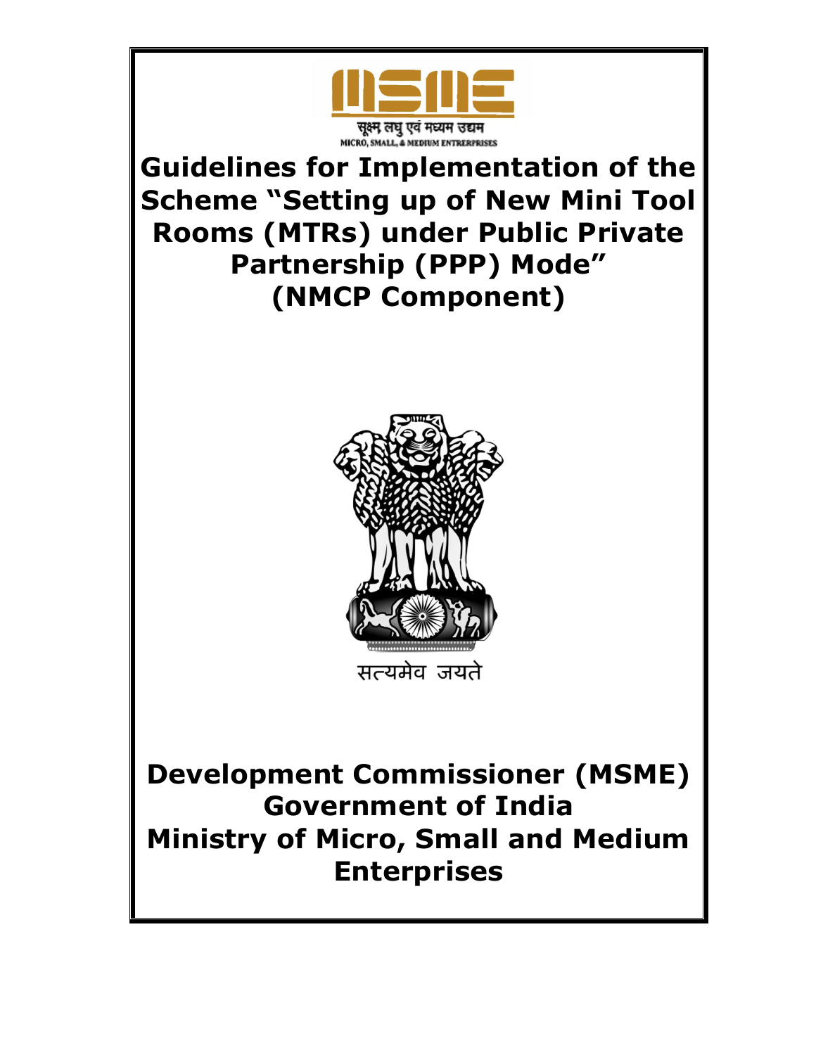सूक्ष्म लघु एवं मध्यम उद्यम

MICRO, SMALL, & MEDIUM ENTRERPRISES

# Guidelines for Implementation of the Scheme "Setting up of New Mini Tool Rooms (MTRs) under Public Private Partnership (PPP) Mode" (NMCP Component)

सत्यमेव जयते

## Development Commissioner (MSME)
## Government of India
## Ministry of Micro, Small and Medium Enterprises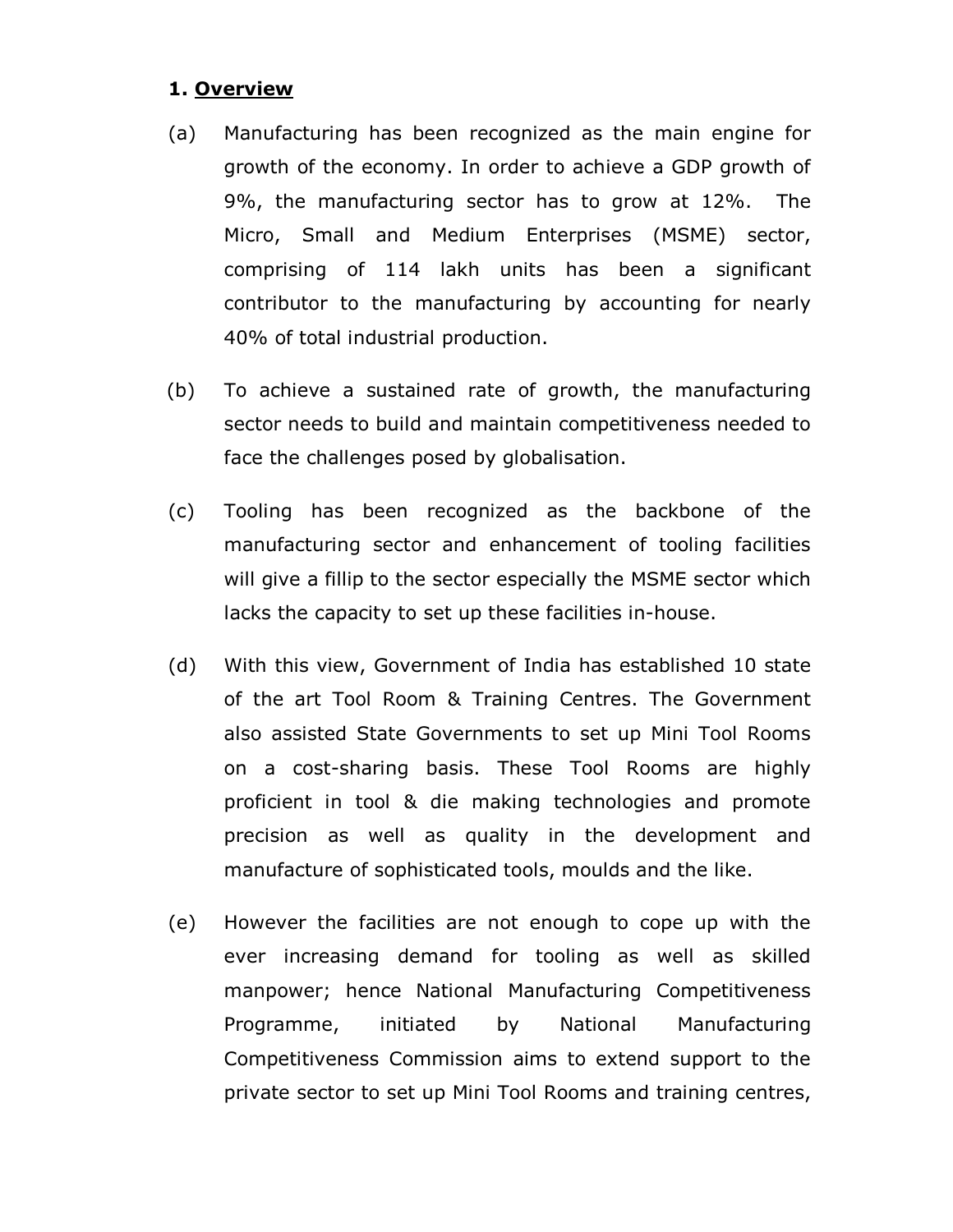## 1. Overview

(a) Manufacturing has been recognized as the main engine for growth of the economy. In order to achieve a GDP growth of 9%, the manufacturing sector has to grow at 12%. The Micro, Small and Medium Enterprises (MSME) sector, comprising of 114 lakh units has been a significant contributor to the manufacturing by accounting for nearly 40% of total industrial production.

(b) To achieve a sustained rate of growth, the manufacturing sector needs to build and maintain competitiveness needed to face the challenges posed by globalisation.

(c) Tooling has been recognized as the backbone of the manufacturing sector and enhancement of tooling facilities will give a fillip to the sector especially the MSME sector which lacks the capacity to set up these facilities in-house.

(d) With this view, Government of India has established 10 state of the art Tool Room & Training Centres. The Government also assisted State Governments to set up Mini Tool Rooms on a cost-sharing basis. These Tool Rooms are highly proficient in tool & die making technologies and promote precision as well as quality in the development and manufacture of sophisticated tools, moulds and the like.

(e) However the facilities are not enough to cope up with the ever increasing demand for tooling as well as skilled manpower; hence National Manufacturing Competitiveness Programme, initiated by National Manufacturing Competitiveness Commission aims to extend support to the private sector to set up Mini Tool Rooms and training centres,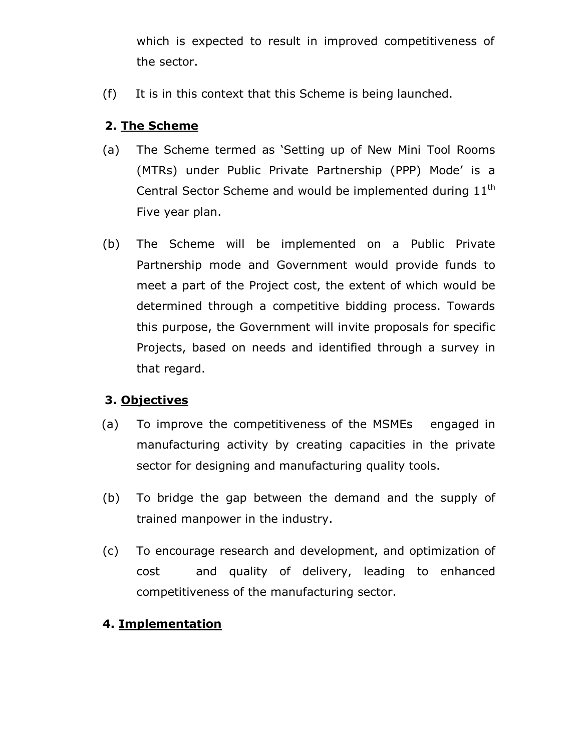which is expected to result in improved competitiveness of the sector.

(f) It is in this context that this Scheme is being launched.

## 2. The Scheme

(a) The Scheme termed as 'Setting up of New Mini Tool Rooms (MTRs) under Public Private Partnership (PPP) Mode' is a Central Sector Scheme and would be implemented during 11th Five year plan.

(b) The Scheme will be implemented on a Public Private Partnership mode and Government would provide funds to meet a part of the Project cost, the extent of which would be determined through a competitive bidding process. Towards this purpose, the Government will invite proposals for specific Projects, based on needs and identified through a survey in that regard.

## 3. Objectives

(a) To improve the competitiveness of the MSMEs engaged in manufacturing activity by creating capacities in the private sector for designing and manufacturing quality tools.

(b) To bridge the gap between the demand and the supply of trained manpower in the industry.

(c) To encourage research and development, and optimization of cost and quality of delivery, leading to enhanced competitiveness of the manufacturing sector.

## 4. Implementation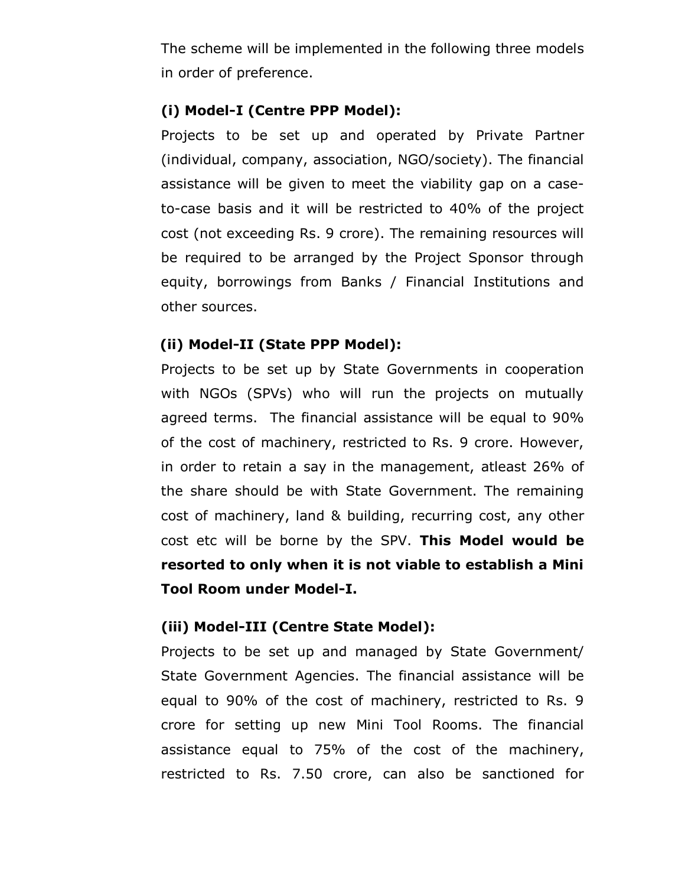The scheme will be implemented in the following three models in order of preference.

**(i) Model-I (Centre PPP Model):**

Projects to be set up and operated by Private Partner (individual, company, association, NGO/society). The financial assistance will be given to meet the viability gap on a case-to-case basis and it will be restricted to 40% of the project cost (not exceeding Rs. 9 crore). The remaining resources will be required to be arranged by the Project Sponsor through equity, borrowings from Banks / Financial Institutions and other sources.

**(ii) Model-II (State PPP Model):**

Projects to be set up by State Governments in cooperation with NGOs (SPVs) who will run the projects on mutually agreed terms. The financial assistance will be equal to 90% of the cost of machinery, restricted to Rs. 9 crore. However, in order to retain a say in the management, atleast 26% of the share should be with State Government. The remaining cost of machinery, land & building, recurring cost, any other cost etc will be borne by the SPV. **This Model would be resorted to only when it is not viable to establish a Mini Tool Room under Model-I.**

**(iii) Model-III (Centre State Model):**

Projects to be set up and managed by State Government/ State Government Agencies. The financial assistance will be equal to 90% of the cost of machinery, restricted to Rs. 9 crore for setting up new Mini Tool Rooms. The financial assistance equal to 75% of the cost of the machinery, restricted to Rs. 7.50 crore, can also be sanctioned for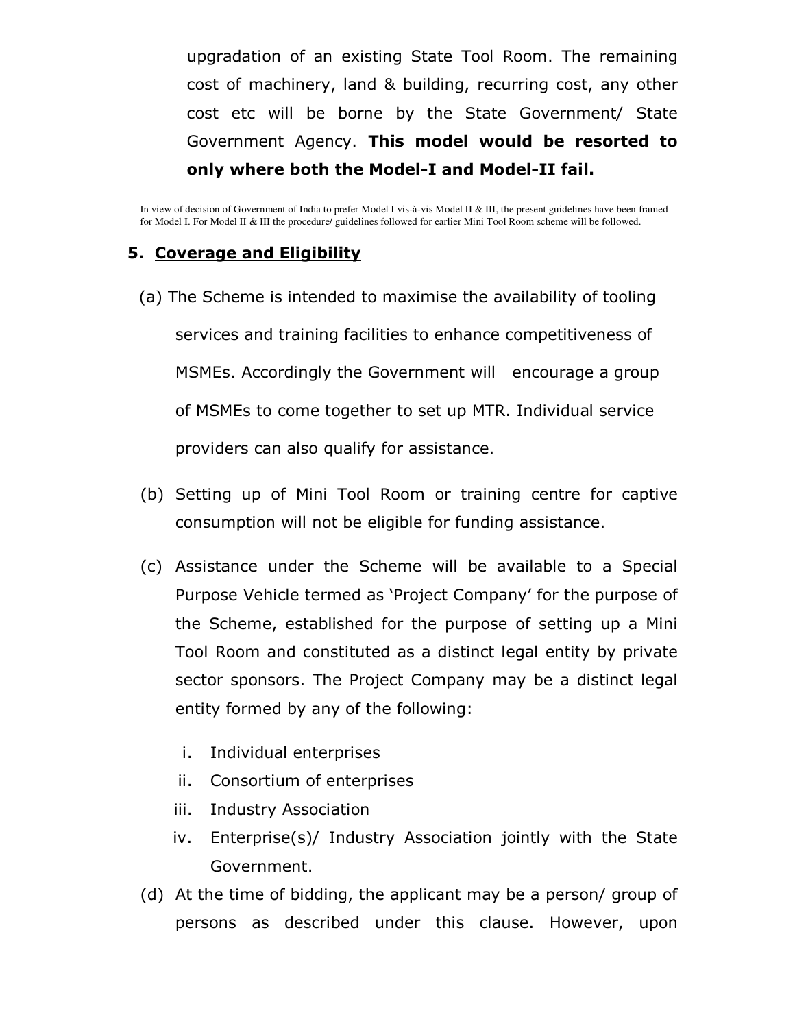upgradation of an existing State Tool Room. The remaining cost of machinery, land & building, recurring cost, any other cost etc will be borne by the State Government/ State Government Agency. **This model would be resorted to only where both the Model-I and Model-II fail.**

In view of decision of Government of India to prefer Model I vis-à-vis Model II & III, the present guidelines have been framed for Model I. For Model II & III the procedure/ guidelines followed for earlier Mini Tool Room scheme will be followed.

## 5. Coverage and Eligibility

(a) The Scheme is intended to maximise the availability of tooling services and training facilities to enhance competitiveness of MSMEs. Accordingly the Government will encourage a group of MSMEs to come together to set up MTR. Individual service providers can also qualify for assistance.

(b) Setting up of Mini Tool Room or training centre for captive consumption will not be eligible for funding assistance.

(c) Assistance under the Scheme will be available to a Special Purpose Vehicle termed as 'Project Company' for the purpose of the Scheme, established for the purpose of setting up a Mini Tool Room and constituted as a distinct legal entity by private sector sponsors. The Project Company may be a distinct legal entity formed by any of the following:

   i. Individual enterprises
   ii. Consortium of enterprises
   iii. Industry Association
   iv. Enterprise(s)/ Industry Association jointly with the State Government.

(d) At the time of bidding, the applicant may be a person/ group of persons as described under this clause. However, upon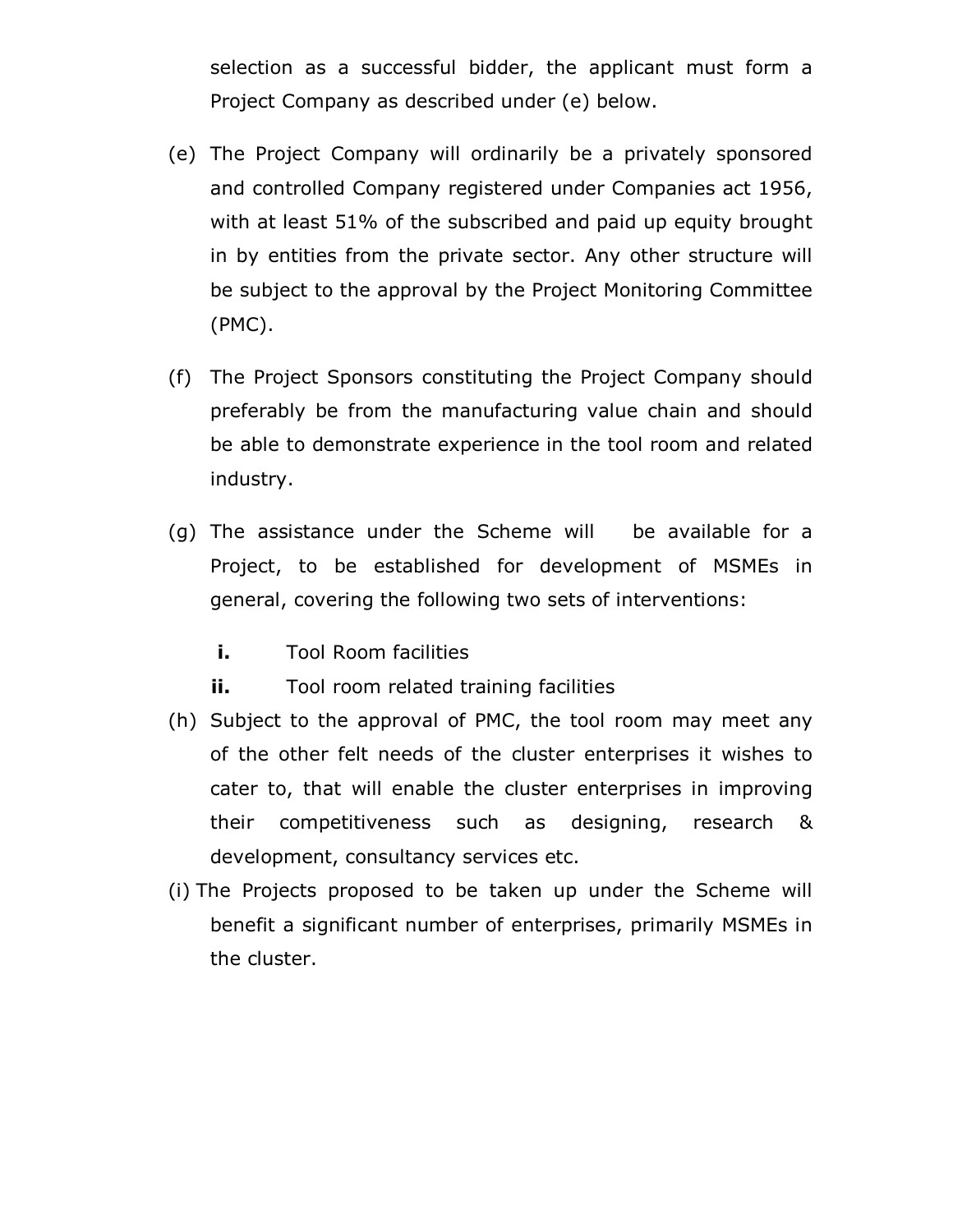selection as a successful bidder, the applicant must form a Project Company as described under (e) below.

(e) The Project Company will ordinarily be a privately sponsored and controlled Company registered under Companies act 1956, with at least 51% of the subscribed and paid up equity brought in by entities from the private sector. Any other structure will be subject to the approval by the Project Monitoring Committee (PMC).

(f) The Project Sponsors constituting the Project Company should preferably be from the manufacturing value chain and should be able to demonstrate experience in the tool room and related industry.

(g) The assistance under the Scheme will be available for a Project, to be established for development of MSMEs in general, covering the following two sets of interventions:

   **i.** Tool Room facilities

   **ii.** Tool room related training facilities

(h) Subject to the approval of PMC, the tool room may meet any of the other felt needs of the cluster enterprises it wishes to cater to, that will enable the cluster enterprises in improving their competitiveness such as designing, research & development, consultancy services etc.

(i) The Projects proposed to be taken up under the Scheme will benefit a significant number of enterprises, primarily MSMEs in the cluster.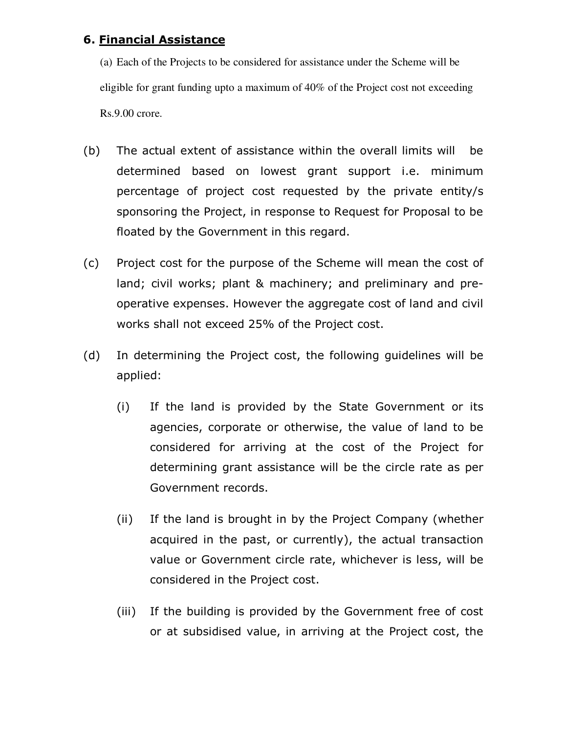## 6. Financial Assistance

(a) Each of the Projects to be considered for assistance under the Scheme will be eligible for grant funding upto a maximum of 40% of the Project cost not exceeding Rs.9.00 crore.

(b) The actual extent of assistance within the overall limits will be determined based on lowest grant support i.e. minimum percentage of project cost requested by the private entity/s sponsoring the Project, in response to Request for Proposal to be floated by the Government in this regard.

(c) Project cost for the purpose of the Scheme will mean the cost of land; civil works; plant & machinery; and preliminary and pre-operative expenses. However the aggregate cost of land and civil works shall not exceed 25% of the Project cost.

(d) In determining the Project cost, the following guidelines will be applied:

  (i) If the land is provided by the State Government or its agencies, corporate or otherwise, the value of land to be considered for arriving at the cost of the Project for determining grant assistance will be the circle rate as per Government records.

  (ii) If the land is brought in by the Project Company (whether acquired in the past, or currently), the actual transaction value or Government circle rate, whichever is less, will be considered in the Project cost.

  (iii) If the building is provided by the Government free of cost or at subsidised value, in arriving at the Project cost, the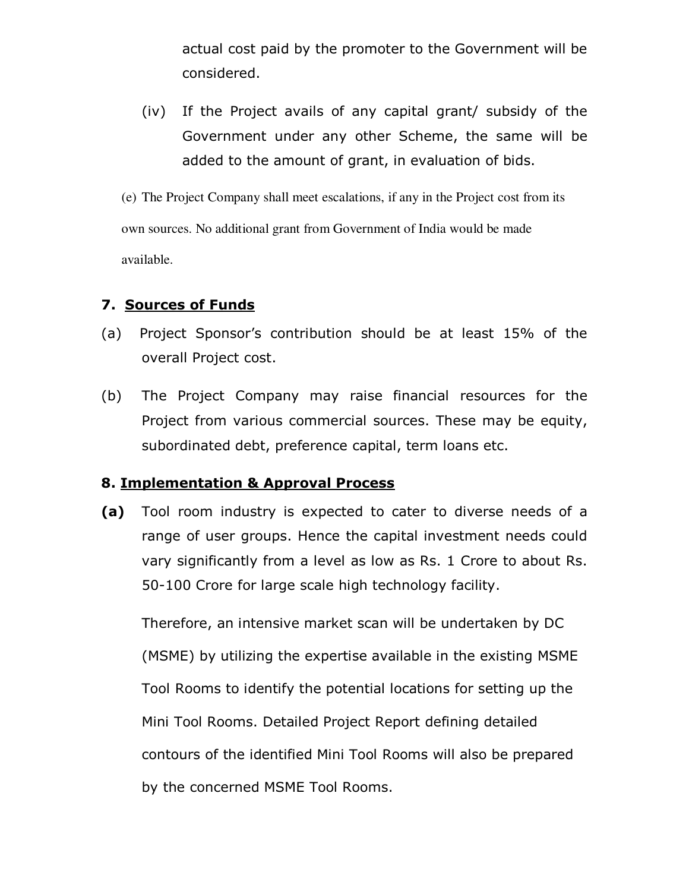actual cost paid by the promoter to the Government will be considered.

(iv) If the Project avails of any capital grant/ subsidy of the Government under any other Scheme, the same will be added to the amount of grant, in evaluation of bids.

(e) The Project Company shall meet escalations, if any in the Project cost from its own sources. No additional grant from Government of India would be made available.

**7. Sources of Funds**

(a) Project Sponsor's contribution should be at least 15% of the overall Project cost.

(b) The Project Company may raise financial resources for the Project from various commercial sources. These may be equity, subordinated debt, preference capital, term loans etc.

**8. Implementation & Approval Process**

**(a)** Tool room industry is expected to cater to diverse needs of a range of user groups. Hence the capital investment needs could vary significantly from a level as low as Rs. 1 Crore to about Rs. 50-100 Crore for large scale high technology facility.

Therefore, an intensive market scan will be undertaken by DC (MSME) by utilizing the expertise available in the existing MSME Tool Rooms to identify the potential locations for setting up the Mini Tool Rooms. Detailed Project Report defining detailed contours of the identified Mini Tool Rooms will also be prepared by the concerned MSME Tool Rooms.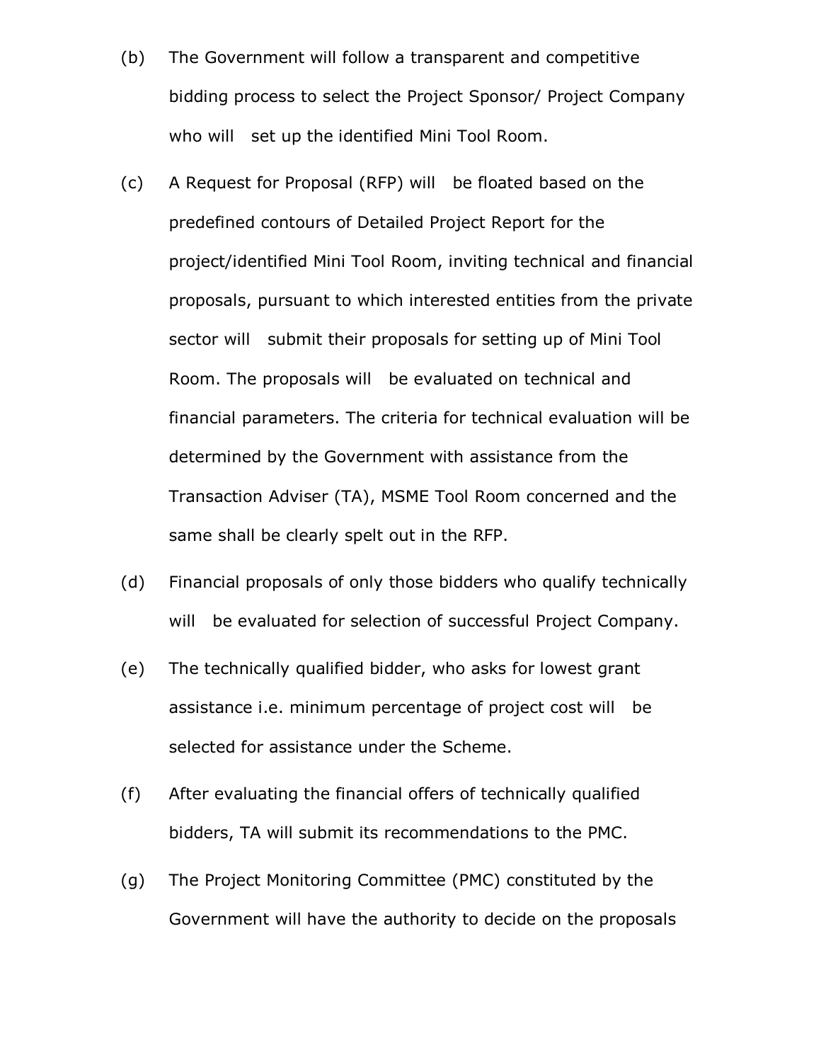(b) The Government will follow a transparent and competitive bidding process to select the Project Sponsor/ Project Company who will set up the identified Mini Tool Room.

(c) A Request for Proposal (RFP) will be floated based on the predefined contours of Detailed Project Report for the project/identified Mini Tool Room, inviting technical and financial proposals, pursuant to which interested entities from the private sector will submit their proposals for setting up of Mini Tool Room. The proposals will be evaluated on technical and financial parameters. The criteria for technical evaluation will be determined by the Government with assistance from the Transaction Adviser (TA), MSME Tool Room concerned and the same shall be clearly spelt out in the RFP.

(d) Financial proposals of only those bidders who qualify technically will be evaluated for selection of successful Project Company.

(e) The technically qualified bidder, who asks for lowest grant assistance i.e. minimum percentage of project cost will be selected for assistance under the Scheme.

(f) After evaluating the financial offers of technically qualified bidders, TA will submit its recommendations to the PMC.

(g) The Project Monitoring Committee (PMC) constituted by the Government will have the authority to decide on the proposals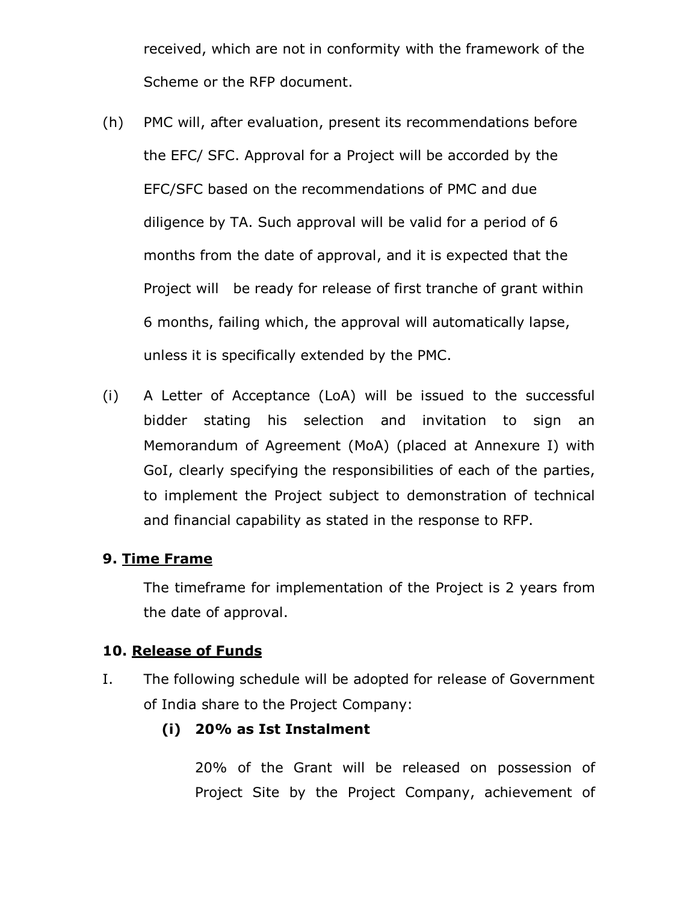received, which are not in conformity with the framework of the Scheme or the RFP document.

(h) PMC will, after evaluation, present its recommendations before the EFC/ SFC. Approval for a Project will be accorded by the EFC/SFC based on the recommendations of PMC and due diligence by TA. Such approval will be valid for a period of 6 months from the date of approval, and it is expected that the Project will be ready for release of first tranche of grant within 6 months, failing which, the approval will automatically lapse, unless it is specifically extended by the PMC.

(i) A Letter of Acceptance (LoA) will be issued to the successful bidder stating his selection and invitation to sign an Memorandum of Agreement (MoA) (placed at Annexure I) with GoI, clearly specifying the responsibilities of each of the parties, to implement the Project subject to demonstration of technical and financial capability as stated in the response to RFP.

**9. Time Frame**

The timeframe for implementation of the Project is 2 years from the date of approval.

**10. Release of Funds**

I. The following schedule will be adopted for release of Government of India share to the Project Company:

**(i) 20% as Ist Instalment**

20% of the Grant will be released on possession of Project Site by the Project Company, achievement of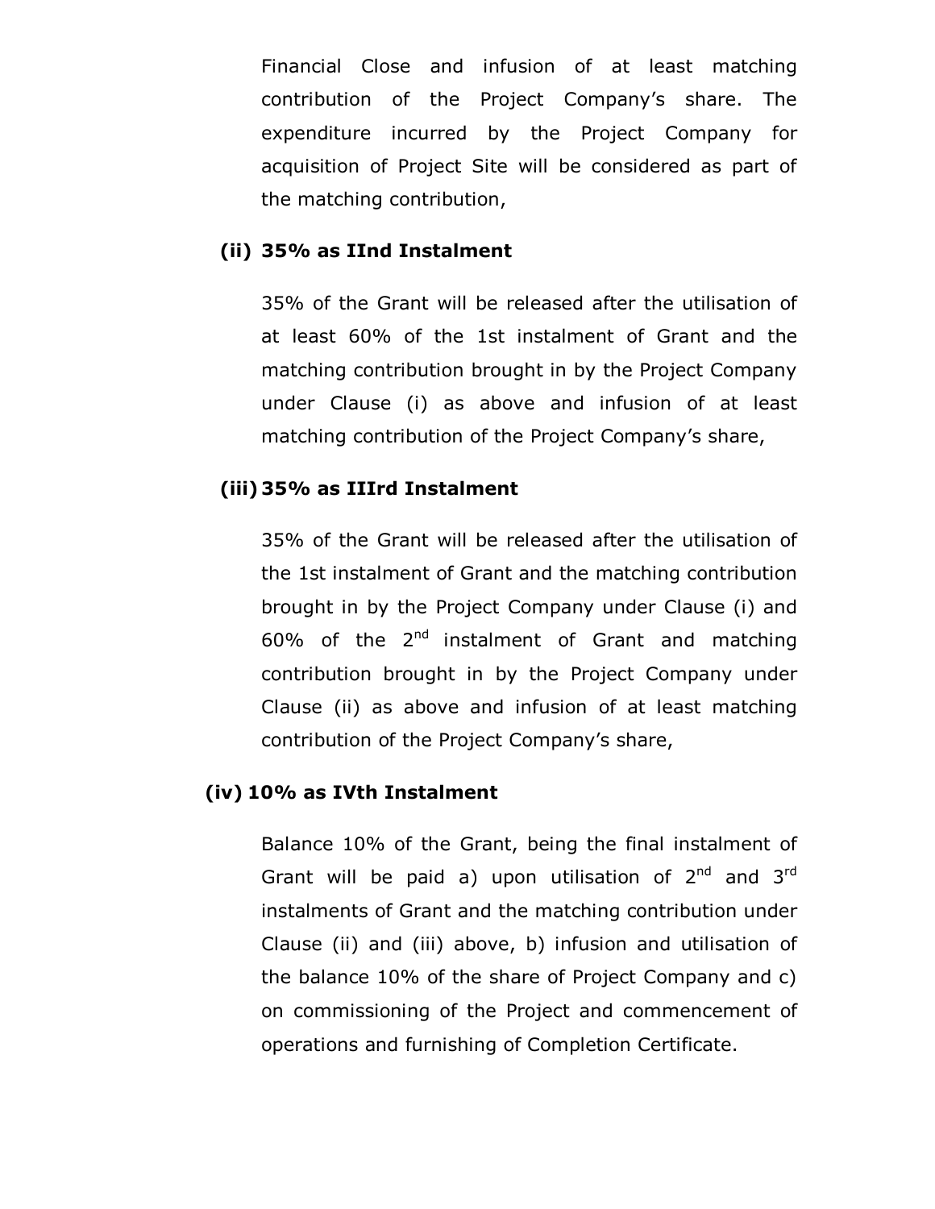Financial Close and infusion of at least matching contribution of the Project Company's share. The expenditure incurred by the Project Company for acquisition of Project Site will be considered as part of the matching contribution,

**(ii) 35% as IInd Instalment**

35% of the Grant will be released after the utilisation of at least 60% of the 1st instalment of Grant and the matching contribution brought in by the Project Company under Clause (i) as above and infusion of at least matching contribution of the Project Company's share,

**(iii) 35% as IIIrd Instalment**

35% of the Grant will be released after the utilisation of the 1st instalment of Grant and the matching contribution brought in by the Project Company under Clause (i) and 60% of the 2nd instalment of Grant and matching contribution brought in by the Project Company under Clause (ii) as above and infusion of at least matching contribution of the Project Company's share,

**(iv) 10% as IVth Instalment**

Balance 10% of the Grant, being the final instalment of Grant will be paid a) upon utilisation of 2nd and 3rd instalments of Grant and the matching contribution under Clause (ii) and (iii) above, b) infusion and utilisation of the balance 10% of the share of Project Company and c) on commissioning of the Project and commencement of operations and furnishing of Completion Certificate.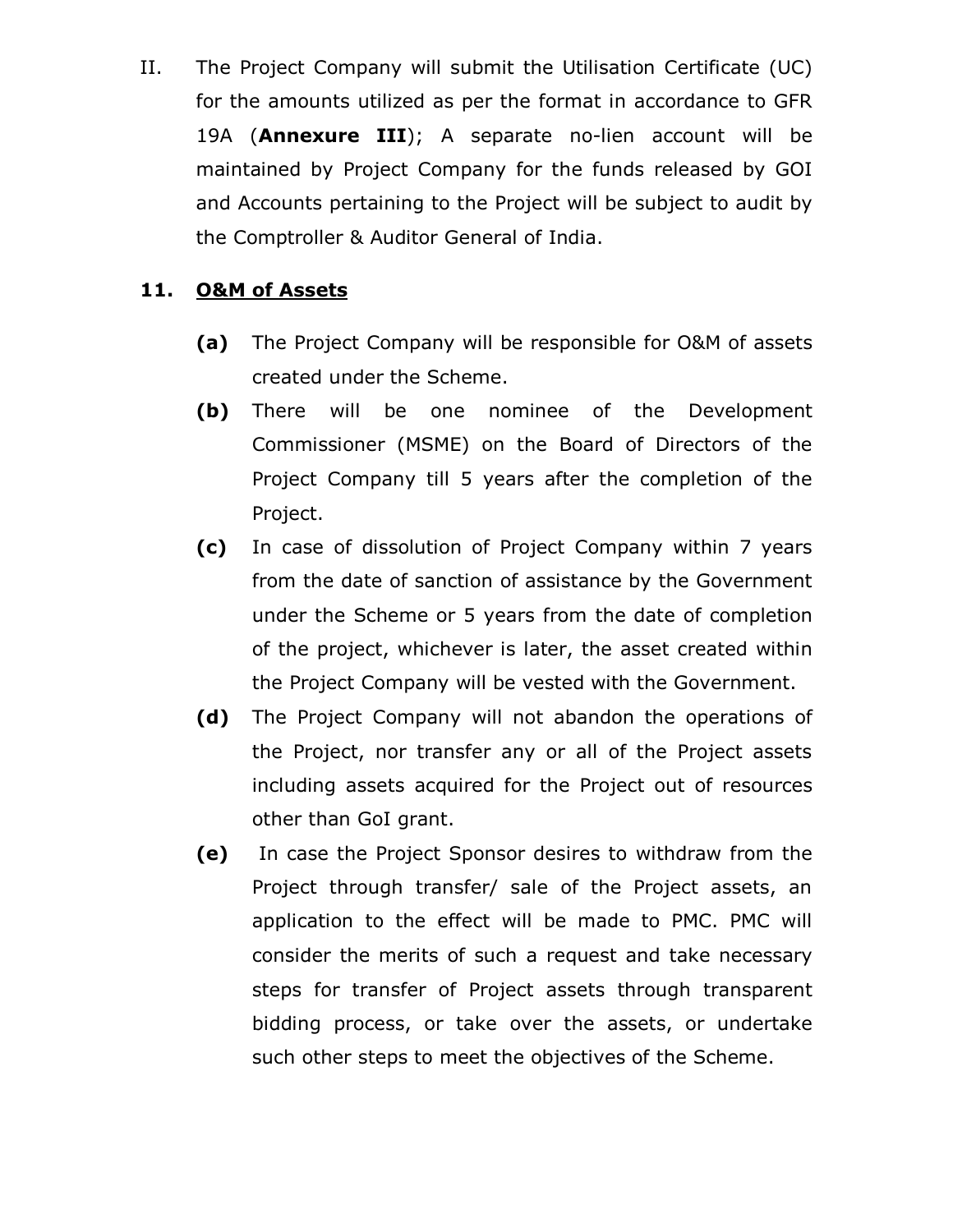II. The Project Company will submit the Utilisation Certificate (UC) for the amounts utilized as per the format in accordance to GFR 19A (**Annexure III**); A separate no-lien account will be maintained by Project Company for the funds released by GOI and Accounts pertaining to the Project will be subject to audit by the Comptroller & Auditor General of India.

## 11. O&M of Assets

**(a)** The Project Company will be responsible for O&M of assets created under the Scheme.

**(b)** There will be one nominee of the Development Commissioner (MSME) on the Board of Directors of the Project Company till 5 years after the completion of the Project.

**(c)** In case of dissolution of Project Company within 7 years from the date of sanction of assistance by the Government under the Scheme or 5 years from the date of completion of the project, whichever is later, the asset created within the Project Company will be vested with the Government.

**(d)** The Project Company will not abandon the operations of the Project, nor transfer any or all of the Project assets including assets acquired for the Project out of resources other than GoI grant.

**(e)** In case the Project Sponsor desires to withdraw from the Project through transfer/ sale of the Project assets, an application to the effect will be made to PMC. PMC will consider the merits of such a request and take necessary steps for transfer of Project assets through transparent bidding process, or take over the assets, or undertake such other steps to meet the objectives of the Scheme.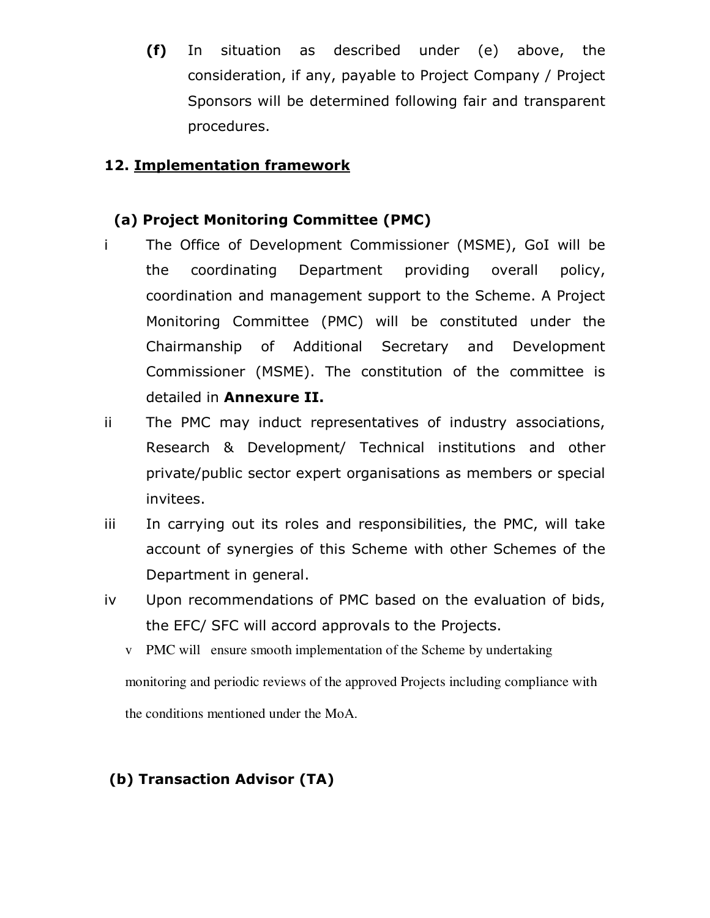**(f)** In situation as described under (e) above, the consideration, if any, payable to Project Company / Project Sponsors will be determined following fair and transparent procedures.

## 12. Implementation framework

### (a) Project Monitoring Committee (PMC)

i The Office of Development Commissioner (MSME), GoI will be the coordinating Department providing overall policy, coordination and management support to the Scheme. A Project Monitoring Committee (PMC) will be constituted under the Chairmanship of Additional Secretary and Development Commissioner (MSME). The constitution of the committee is detailed in **Annexure II.**

ii The PMC may induct representatives of industry associations, Research & Development/ Technical institutions and other private/public sector expert organisations as members or special invitees.

iii In carrying out its roles and responsibilities, the PMC, will take account of synergies of this Scheme with other Schemes of the Department in general.

iv Upon recommendations of PMC based on the evaluation of bids, the EFC/ SFC will accord approvals to the Projects.

v PMC will ensure smooth implementation of the Scheme by undertaking monitoring and periodic reviews of the approved Projects including compliance with the conditions mentioned under the MoA.

### (b) Transaction Advisor (TA)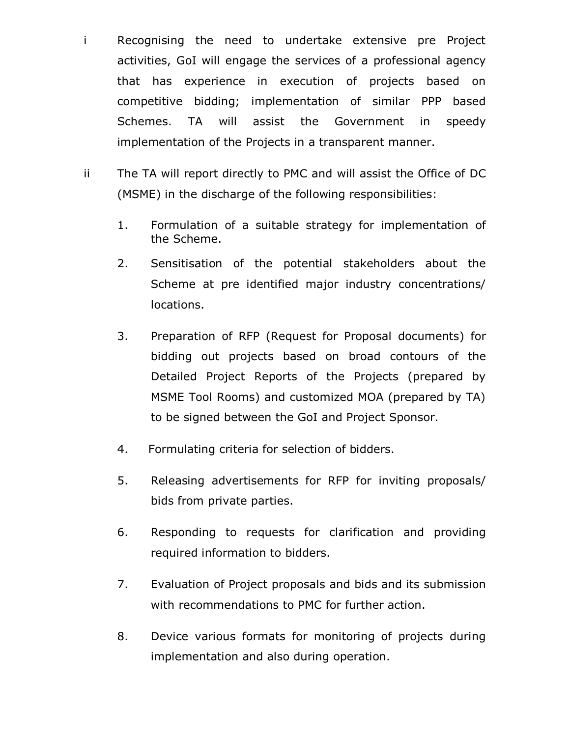i Recognising the need to undertake extensive pre Project activities, GoI will engage the services of a professional agency that has experience in execution of projects based on competitive bidding; implementation of similar PPP based Schemes. TA will assist the Government in speedy implementation of the Projects in a transparent manner.

ii The TA will report directly to PMC and will assist the Office of DC (MSME) in the discharge of the following responsibilities:

1. Formulation of a suitable strategy for implementation of the Scheme.
2. Sensitisation of the potential stakeholders about the Scheme at pre identified major industry concentrations/ locations.
3. Preparation of RFP (Request for Proposal documents) for bidding out projects based on broad contours of the Detailed Project Reports of the Projects (prepared by MSME Tool Rooms) and customized MOA (prepared by TA) to be signed between the GoI and Project Sponsor.
4. Formulating criteria for selection of bidders.
5. Releasing advertisements for RFP for inviting proposals/ bids from private parties.
6. Responding to requests for clarification and providing required information to bidders.
7. Evaluation of Project proposals and bids and its submission with recommendations to PMC for further action.
8. Device various formats for monitoring of projects during implementation and also during operation.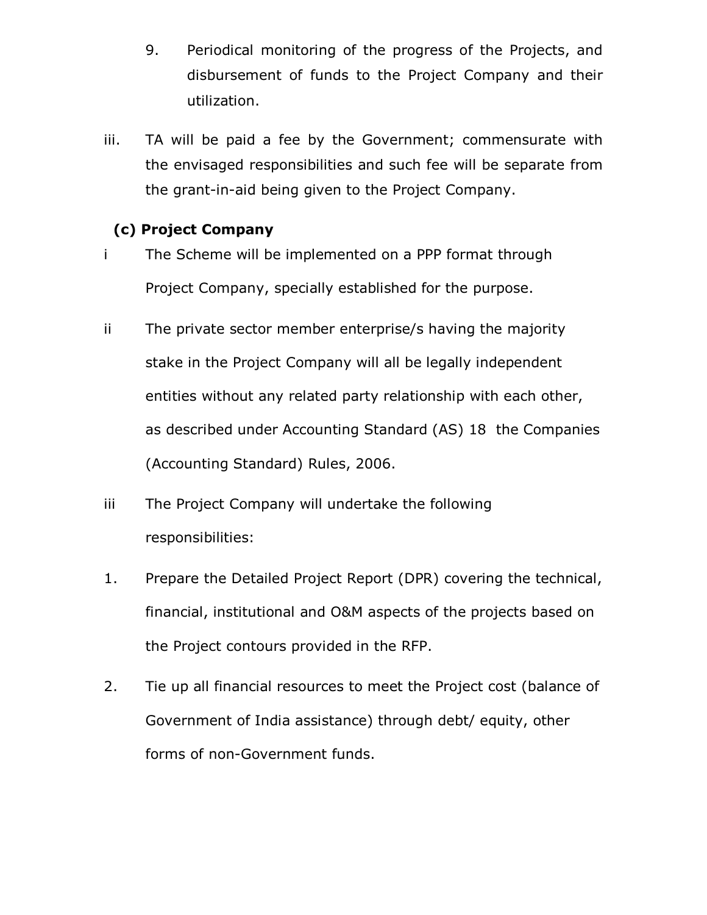9. Periodical monitoring of the progress of the Projects, and disbursement of funds to the Project Company and their utilization.

iii. TA will be paid a fee by the Government; commensurate with the envisaged responsibilities and such fee will be separate from the grant-in-aid being given to the Project Company.

**(c) Project Company**

i The Scheme will be implemented on a PPP format through Project Company, specially established for the purpose.

ii The private sector member enterprise/s having the majority stake in the Project Company will all be legally independent entities without any related party relationship with each other, as described under Accounting Standard (AS) 18 the Companies (Accounting Standard) Rules, 2006.

iii The Project Company will undertake the following responsibilities:

1. Prepare the Detailed Project Report (DPR) covering the technical, financial, institutional and O&M aspects of the projects based on the Project contours provided in the RFP.

2. Tie up all financial resources to meet the Project cost (balance of Government of India assistance) through debt/ equity, other forms of non-Government funds.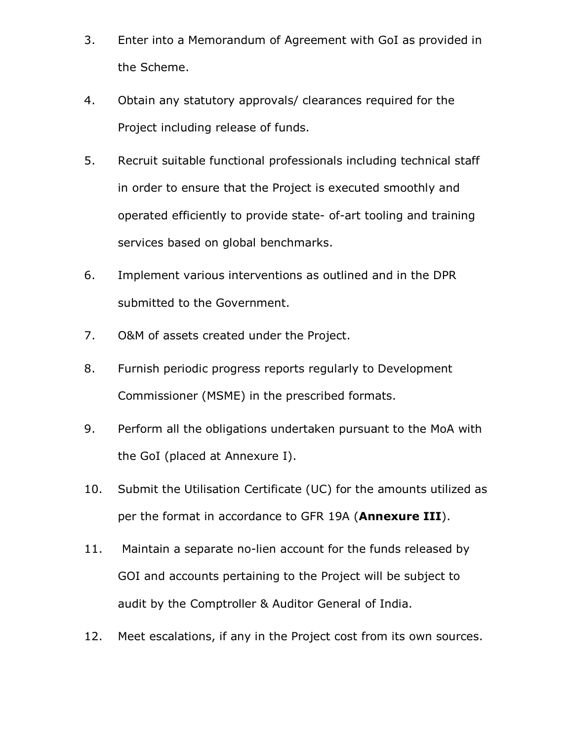3. Enter into a Memorandum of Agreement with GoI as provided in the Scheme.

4. Obtain any statutory approvals/ clearances required for the Project including release of funds.

5. Recruit suitable functional professionals including technical staff in order to ensure that the Project is executed smoothly and operated efficiently to provide state- of-art tooling and training services based on global benchmarks.

6. Implement various interventions as outlined and in the DPR submitted to the Government.

7. O&M of assets created under the Project.

8. Furnish periodic progress reports regularly to Development Commissioner (MSME) in the prescribed formats.

9. Perform all the obligations undertaken pursuant to the MoA with the GoI (placed at Annexure I).

10. Submit the Utilisation Certificate (UC) for the amounts utilized as per the format in accordance to GFR 19A (**Annexure III**).

11. Maintain a separate no-lien account for the funds released by GOI and accounts pertaining to the Project will be subject to audit by the Comptroller & Auditor General of India.

12. Meet escalations, if any in the Project cost from its own sources.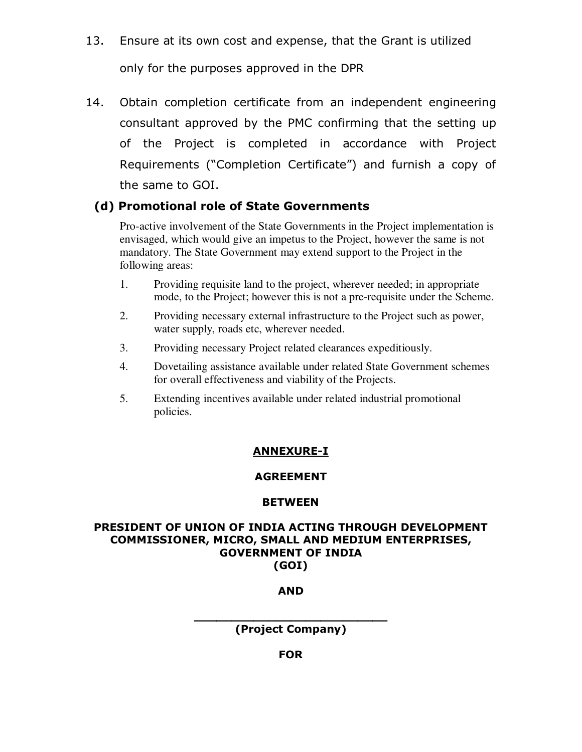13. Ensure at its own cost and expense, that the Grant is utilized only for the purposes approved in the DPR

14. Obtain completion certificate from an independent engineering consultant approved by the PMC confirming that the setting up of the Project is completed in accordance with Project Requirements ("Completion Certificate") and furnish a copy of the same to GOI.

### (d) Promotional role of State Governments

Pro-active involvement of the State Governments in the Project implementation is envisaged, which would give an impetus to the Project, however the same is not mandatory. The State Government may extend support to the Project in the following areas:

1. Providing requisite land to the project, wherever needed; in appropriate mode, to the Project; however this is not a pre-requisite under the Scheme.
2. Providing necessary external infrastructure to the Project such as power, water supply, roads etc, wherever needed.
3. Providing necessary Project related clearances expeditiously.
4. Dovetailing assistance available under related State Government schemes for overall effectiveness and viability of the Projects.
5. Extending incentives available under related industrial promotional policies.

**ANNEXURE-I**

**AGREEMENT**

**BETWEEN**

**PRESIDENT OF UNION OF INDIA ACTING THROUGH DEVELOPMENT COMMISSIONER, MICRO, SMALL AND MEDIUM ENTERPRISES, GOVERNMENT OF INDIA (GOI)**

**AND**

**___________________________ (Project Company)**

**FOR**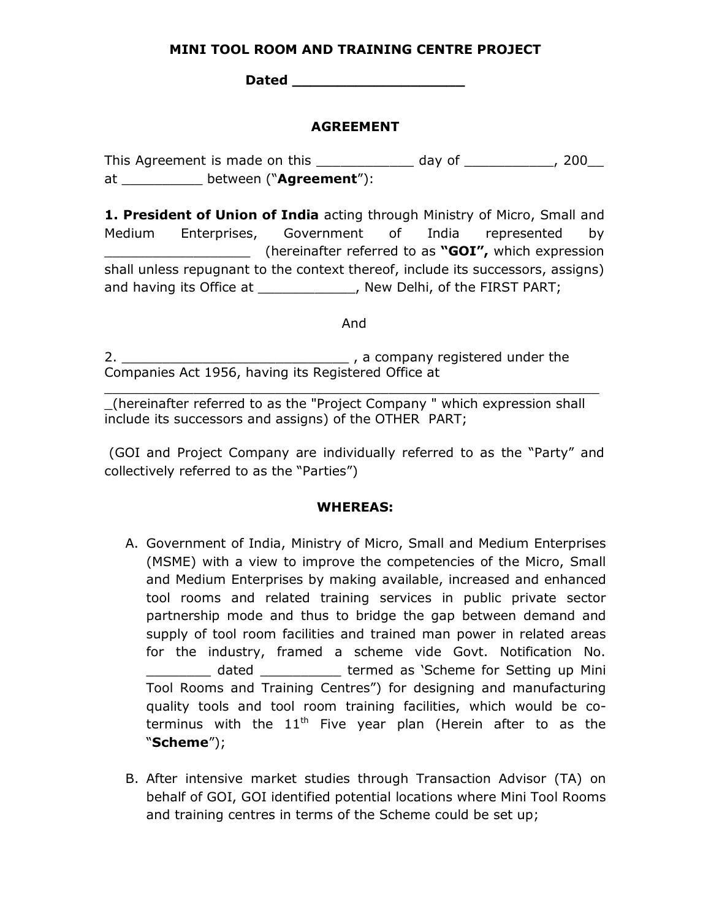**MINI TOOL ROOM AND TRAINING CENTRE PROJECT**

**Dated ____________________**

**AGREEMENT**

This Agreement is made on this ____________ day of ___________, 200__ at __________ between (“**Agreement**”):

**1. President of Union of India** acting through Ministry of Micro, Small and Medium Enterprises, Government of India represented by __________________ (hereinafter referred to as **“GOI”,** which expression shall unless repugnant to the context thereof, include its successors, assigns) and having its Office at ____________, New Delhi, of the FIRST PART;

And

2. _____________________________ , a company registered under the Companies Act 1956, having its Registered Office at ______________________________________________________________ _(hereinafter referred to as the "Project Company " which expression shall include its successors and assigns) of the OTHER PART;

(GOI and Project Company are individually referred to as the “Party” and collectively referred to as the “Parties”)

**WHEREAS:**

A. Government of India, Ministry of Micro, Small and Medium Enterprises (MSME) with a view to improve the competencies of the Micro, Small and Medium Enterprises by making available, increased and enhanced tool rooms and related training services in public private sector partnership mode and thus to bridge the gap between demand and supply of tool room facilities and trained man power in related areas for the industry, framed a scheme vide Govt. Notification No. ________ dated __________ termed as ‘Scheme for Setting up Mini Tool Rooms and Training Centres”) for designing and manufacturing quality tools and tool room training facilities, which would be co-terminus with the 11th Five year plan (Herein after to as the “**Scheme**”);

B. After intensive market studies through Transaction Advisor (TA) on behalf of GOI, GOI identified potential locations where Mini Tool Rooms and training centres in terms of the Scheme could be set up;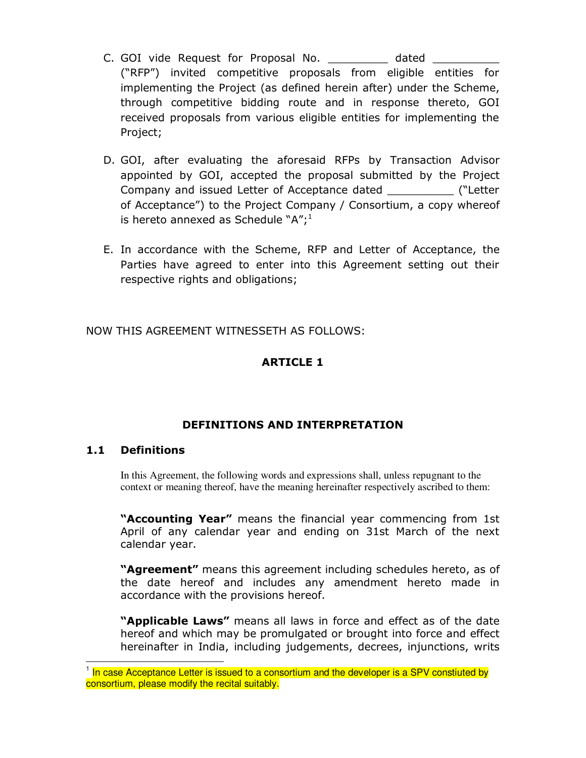C. GOI vide Request for Proposal No. _________ dated __________ ("RFP") invited competitive proposals from eligible entities for implementing the Project (as defined herein after) under the Scheme, through competitive bidding route and in response thereto, GOI received proposals from various eligible entities for implementing the Project;

D. GOI, after evaluating the aforesaid RFPs by Transaction Advisor appointed by GOI, accepted the proposal submitted by the Project Company and issued Letter of Acceptance dated __________ ("Letter of Acceptance") to the Project Company / Consortium, a copy whereof is hereto annexed as Schedule "A";[1]

E. In accordance with the Scheme, RFP and Letter of Acceptance, the Parties have agreed to enter into this Agreement setting out their respective rights and obligations;

NOW THIS AGREEMENT WITNESSETH AS FOLLOWS:

## ARTICLE 1

## DEFINITIONS AND INTERPRETATION

### 1.1 Definitions

In this Agreement, the following words and expressions shall, unless repugnant to the context or meaning thereof, have the meaning hereinafter respectively ascribed to them:

**"Accounting Year"** means the financial year commencing from 1st April of any calendar year and ending on 31st March of the next calendar year.

**"Agreement"** means this agreement including schedules hereto, as of the date hereof and includes any amendment hereto made in accordance with the provisions hereof.

**"Applicable Laws"** means all laws in force and effect as of the date hereof and which may be promulgated or brought into force and effect hereinafter in India, including judgements, decrees, injunctions, writs

---

[1] In case Acceptance Letter is issued to a consortium and the developer is a SPV constiuted by consortium, please modify the recital suitably.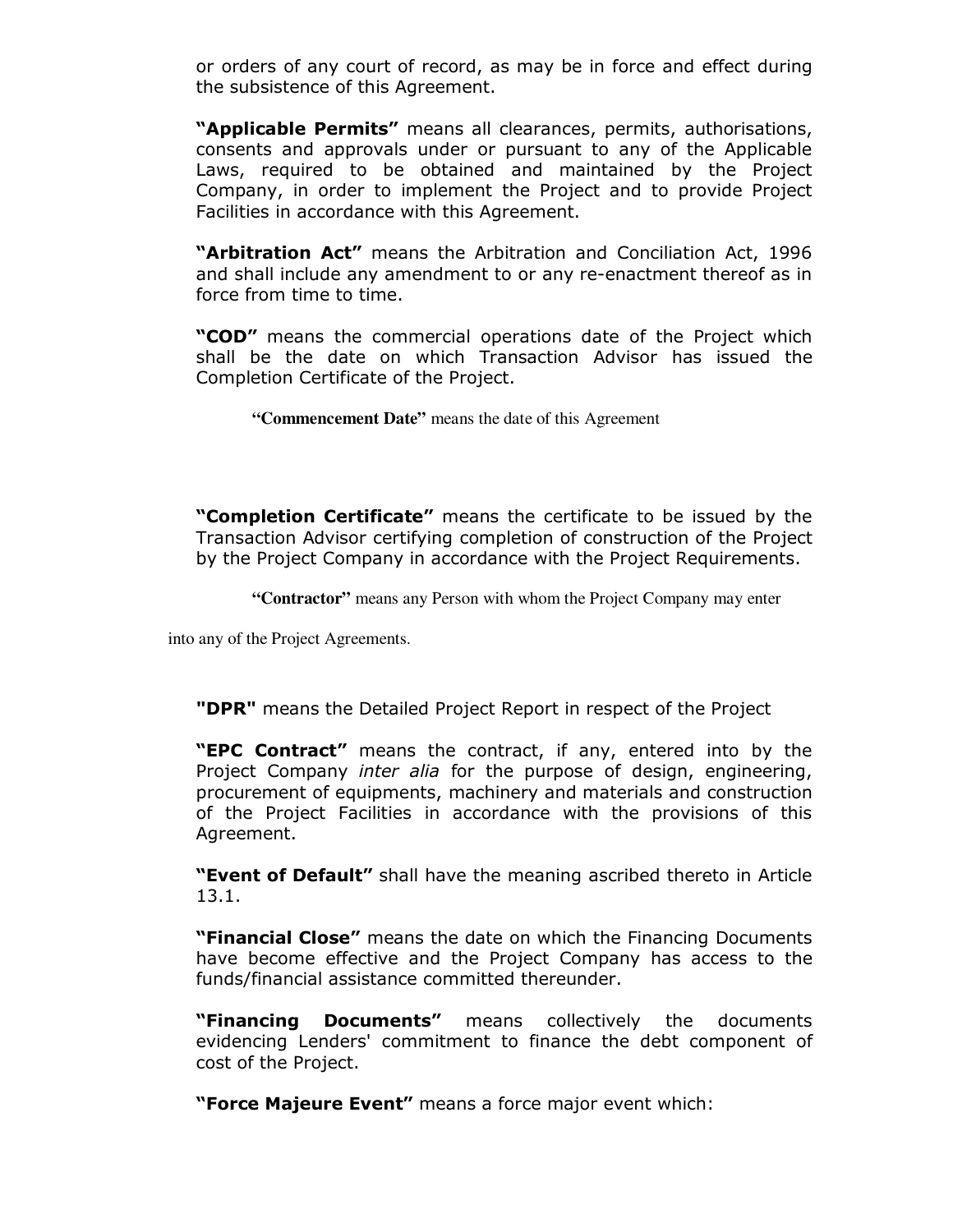or orders of any court of record, as may be in force and effect during the subsistence of this Agreement.

**"Applicable Permits"** means all clearances, permits, authorisations, consents and approvals under or pursuant to any of the Applicable Laws, required to be obtained and maintained by the Project Company, in order to implement the Project and to provide Project Facilities in accordance with this Agreement.

**"Arbitration Act"** means the Arbitration and Conciliation Act, 1996 and shall include any amendment to or any re-enactment thereof as in force from time to time.

**"COD"** means the commercial operations date of the Project which shall be the date on which Transaction Advisor has issued the Completion Certificate of the Project.

**"Commencement Date"** means the date of this Agreement

**"Completion Certificate"** means the certificate to be issued by the Transaction Advisor certifying completion of construction of the Project by the Project Company in accordance with the Project Requirements.

**"Contractor"** means any Person with whom the Project Company may enter into any of the Project Agreements.

**"DPR"** means the Detailed Project Report in respect of the Project

**"EPC Contract"** means the contract, if any, entered into by the Project Company *inter alia* for the purpose of design, engineering, procurement of equipments, machinery and materials and construction of the Project Facilities in accordance with the provisions of this Agreement.

**"Event of Default"** shall have the meaning ascribed thereto in Article 13.1.

**"Financial Close"** means the date on which the Financing Documents have become effective and the Project Company has access to the funds/financial assistance committed thereunder.

**"Financing Documents"** means collectively the documents evidencing Lenders' commitment to finance the debt component of cost of the Project.

**"Force Majeure Event"** means a force major event which: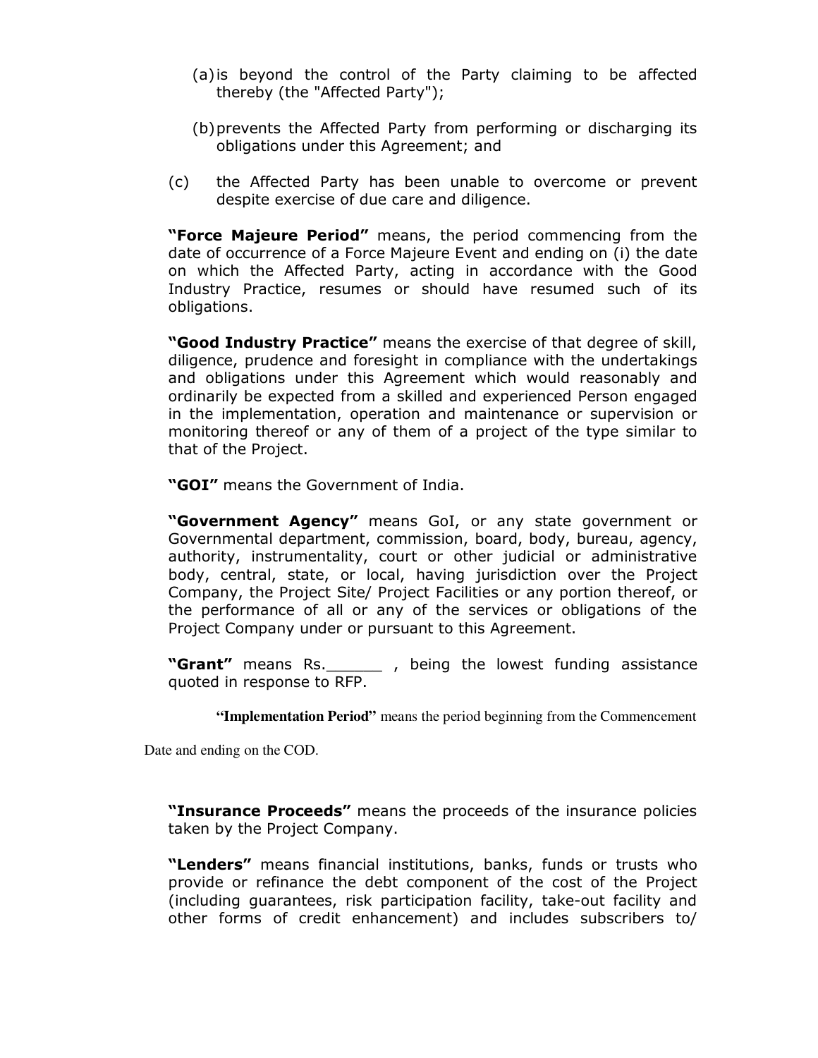(a) is beyond the control of the Party claiming to be affected thereby (the "Affected Party");

(b) prevents the Affected Party from performing or discharging its obligations under this Agreement; and

(c) the Affected Party has been unable to overcome or prevent despite exercise of due care and diligence.

**"Force Majeure Period"** means, the period commencing from the date of occurrence of a Force Majeure Event and ending on (i) the date on which the Affected Party, acting in accordance with the Good Industry Practice, resumes or should have resumed such of its obligations.

**"Good Industry Practice"** means the exercise of that degree of skill, diligence, prudence and foresight in compliance with the undertakings and obligations under this Agreement which would reasonably and ordinarily be expected from a skilled and experienced Person engaged in the implementation, operation and maintenance or supervision or monitoring thereof or any of them of a project of the type similar to that of the Project.

**"GOI"** means the Government of India.

**"Government Agency"** means GoI, or any state government or Governmental department, commission, board, body, bureau, agency, authority, instrumentality, court or other judicial or administrative body, central, state, or local, having jurisdiction over the Project Company, the Project Site/ Project Facilities or any portion thereof, or the performance of all or any of the services or obligations of the Project Company under or pursuant to this Agreement.

**"Grant"** means Rs.______ , being the lowest funding assistance quoted in response to RFP.

**"Implementation Period"** means the period beginning from the Commencement Date and ending on the COD.

**"Insurance Proceeds"** means the proceeds of the insurance policies taken by the Project Company.

**"Lenders"** means financial institutions, banks, funds or trusts who provide or refinance the debt component of the cost of the Project (including guarantees, risk participation facility, take-out facility and other forms of credit enhancement) and includes subscribers to/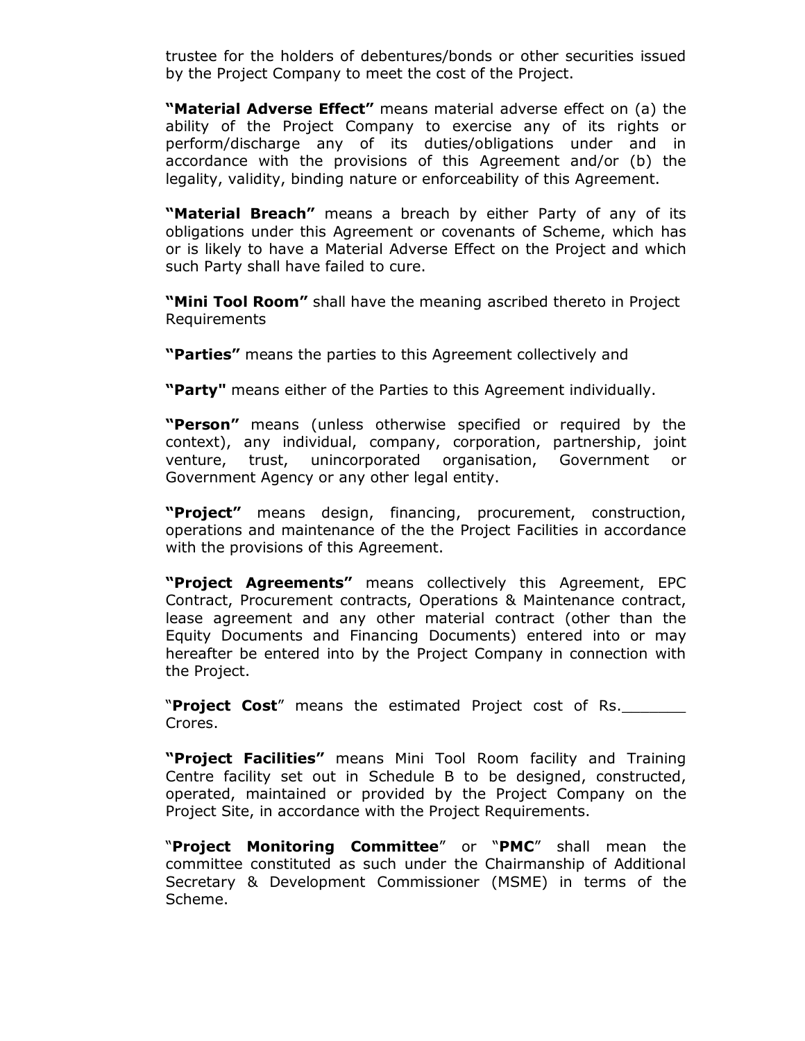trustee for the holders of debentures/bonds or other securities issued by the Project Company to meet the cost of the Project.

**"Material Adverse Effect"** means material adverse effect on (a) the ability of the Project Company to exercise any of its rights or perform/discharge any of its duties/obligations under and in accordance with the provisions of this Agreement and/or (b) the legality, validity, binding nature or enforceability of this Agreement.

**"Material Breach"** means a breach by either Party of any of its obligations under this Agreement or covenants of Scheme, which has or is likely to have a Material Adverse Effect on the Project and which such Party shall have failed to cure.

**"Mini Tool Room"** shall have the meaning ascribed thereto in Project Requirements

**"Parties"** means the parties to this Agreement collectively and

**"Party"** means either of the Parties to this Agreement individually.

**"Person"** means (unless otherwise specified or required by the context), any individual, company, corporation, partnership, joint venture, trust, unincorporated organisation, Government or Government Agency or any other legal entity.

**"Project"** means design, financing, procurement, construction, operations and maintenance of the the Project Facilities in accordance with the provisions of this Agreement.

**"Project Agreements"** means collectively this Agreement, EPC Contract, Procurement contracts, Operations & Maintenance contract, lease agreement and any other material contract (other than the Equity Documents and Financing Documents) entered into or may hereafter be entered into by the Project Company in connection with the Project.

"**Project Cost**" means the estimated Project cost of Rs._______ Crores.

**"Project Facilities"** means Mini Tool Room facility and Training Centre facility set out in Schedule B to be designed, constructed, operated, maintained or provided by the Project Company on the Project Site, in accordance with the Project Requirements.

"**Project Monitoring Committee**" or "**PMC**" shall mean the committee constituted as such under the Chairmanship of Additional Secretary & Development Commissioner (MSME) in terms of the Scheme.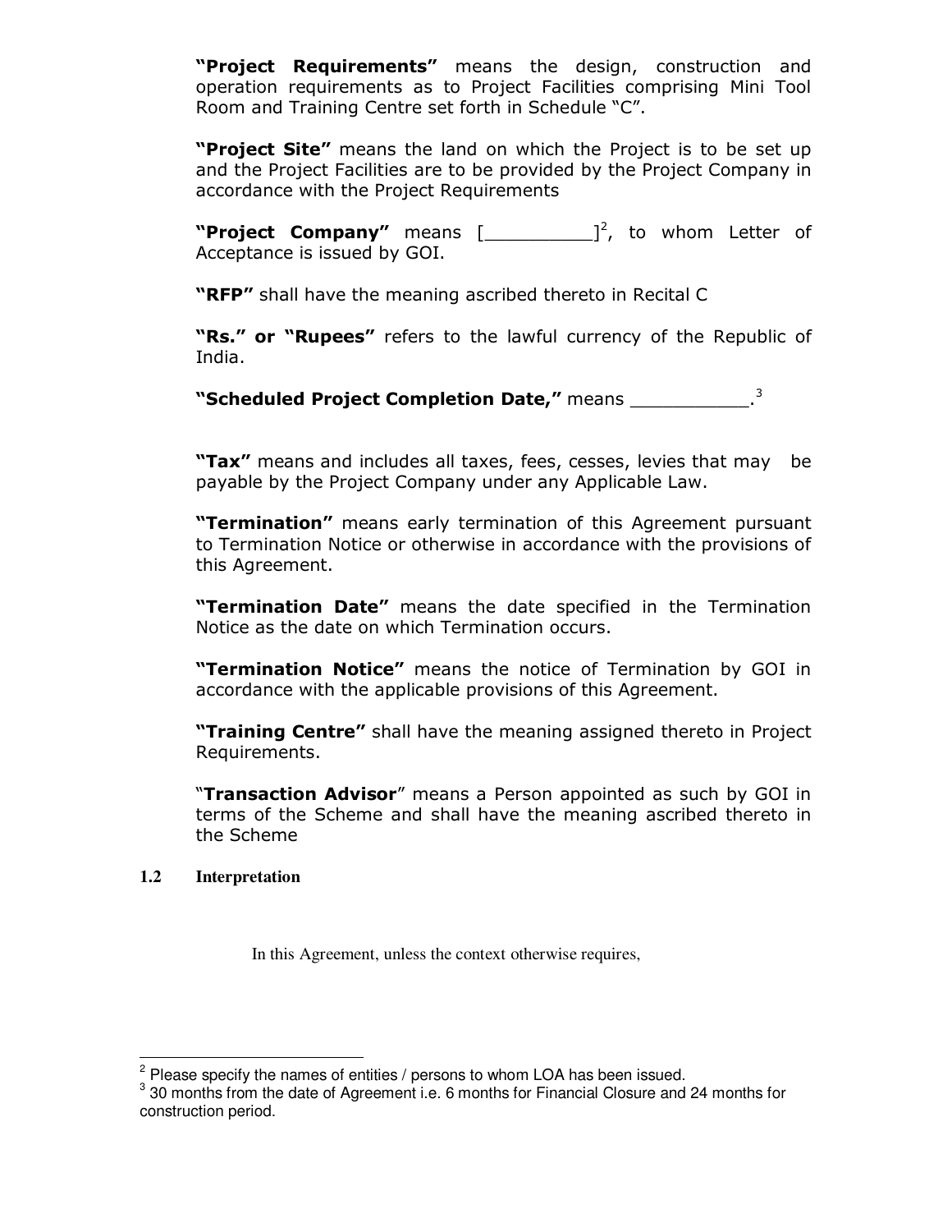**"Project Requirements"** means the design, construction and operation requirements as to Project Facilities comprising Mini Tool Room and Training Centre set forth in Schedule "C".

**"Project Site"** means the land on which the Project is to be set up and the Project Facilities are to be provided by the Project Company in accordance with the Project Requirements

**"Project Company"** means [__________][2], to whom Letter of Acceptance is issued by GOI.

**"RFP"** shall have the meaning ascribed thereto in Recital C

**"Rs." or "Rupees"** refers to the lawful currency of the Republic of India.

**"Scheduled Project Completion Date,"** means ___________.[3]

**"Tax"** means and includes all taxes, fees, cesses, levies that may be payable by the Project Company under any Applicable Law.

**"Termination"** means early termination of this Agreement pursuant to Termination Notice or otherwise in accordance with the provisions of this Agreement.

**"Termination Date"** means the date specified in the Termination Notice as the date on which Termination occurs.

**"Termination Notice"** means the notice of Termination by GOI in accordance with the applicable provisions of this Agreement.

**"Training Centre"** shall have the meaning assigned thereto in Project Requirements.

"**Transaction Advisor**" means a Person appointed as such by GOI in terms of the Scheme and shall have the meaning ascribed thereto in the Scheme

**1.2 Interpretation**

In this Agreement, unless the context otherwise requires,

---

[2] Please specify the names of entities / persons to whom LOA has been issued.

[3] 30 months from the date of Agreement i.e. 6 months for Financial Closure and 24 months for construction period.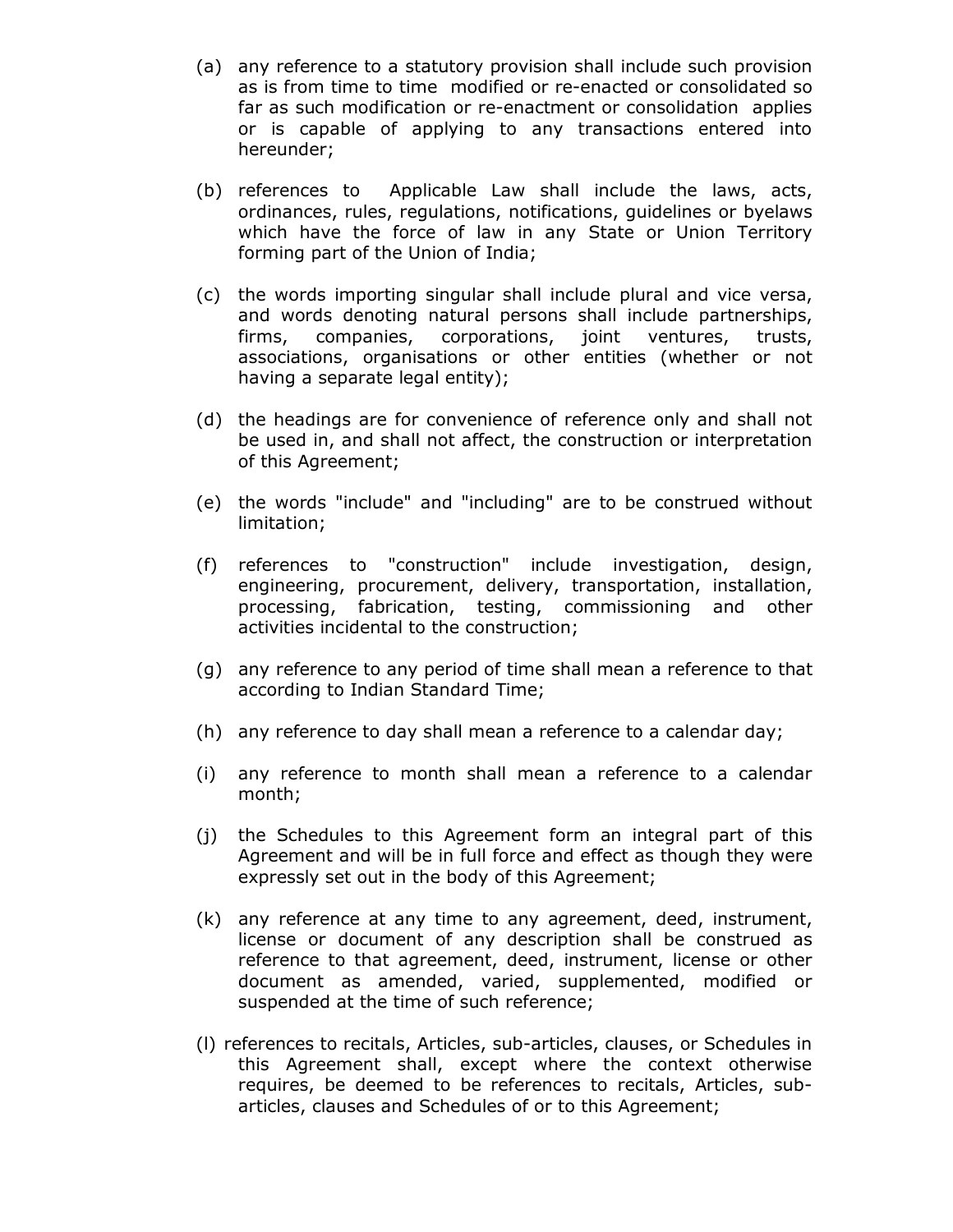(a) any reference to a statutory provision shall include such provision as is from time to time modified or re-enacted or consolidated so far as such modification or re-enactment or consolidation applies or is capable of applying to any transactions entered into hereunder;

(b) references to Applicable Law shall include the laws, acts, ordinances, rules, regulations, notifications, guidelines or byelaws which have the force of law in any State or Union Territory forming part of the Union of India;

(c) the words importing singular shall include plural and vice versa, and words denoting natural persons shall include partnerships, firms, companies, corporations, joint ventures, trusts, associations, organisations or other entities (whether or not having a separate legal entity);

(d) the headings are for convenience of reference only and shall not be used in, and shall not affect, the construction or interpretation of this Agreement;

(e) the words "include" and "including" are to be construed without limitation;

(f) references to "construction" include investigation, design, engineering, procurement, delivery, transportation, installation, processing, fabrication, testing, commissioning and other activities incidental to the construction;

(g) any reference to any period of time shall mean a reference to that according to Indian Standard Time;

(h) any reference to day shall mean a reference to a calendar day;

(i) any reference to month shall mean a reference to a calendar month;

(j) the Schedules to this Agreement form an integral part of this Agreement and will be in full force and effect as though they were expressly set out in the body of this Agreement;

(k) any reference at any time to any agreement, deed, instrument, license or document of any description shall be construed as reference to that agreement, deed, instrument, license or other document as amended, varied, supplemented, modified or suspended at the time of such reference;

(l) references to recitals, Articles, sub-articles, clauses, or Schedules in this Agreement shall, except where the context otherwise requires, be deemed to be references to recitals, Articles, sub-articles, clauses and Schedules of or to this Agreement;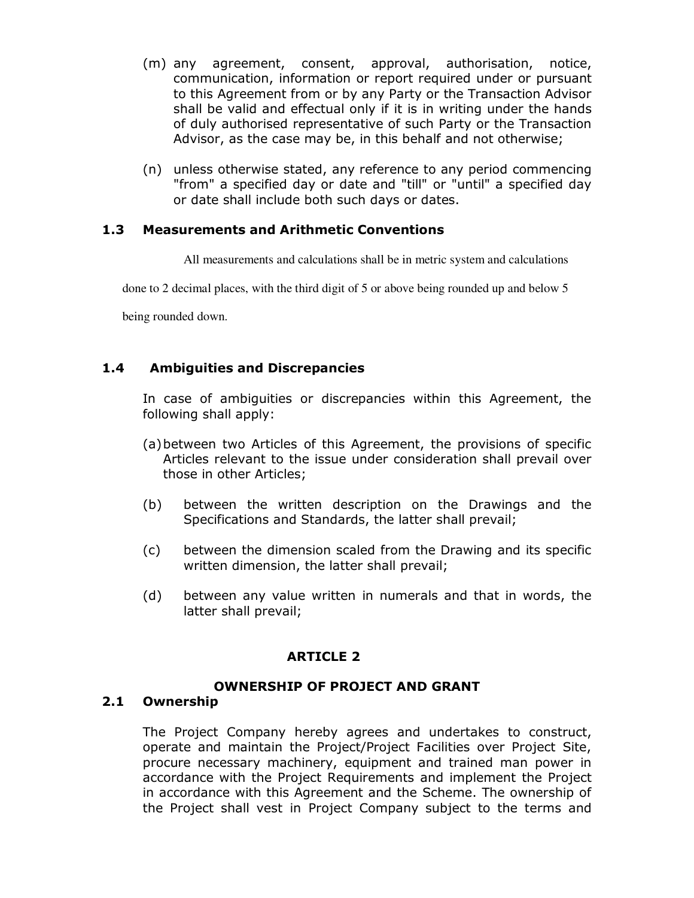(m) any agreement, consent, approval, authorisation, notice, communication, information or report required under or pursuant to this Agreement from or by any Party or the Transaction Advisor shall be valid and effectual only if it is in writing under the hands of duly authorised representative of such Party or the Transaction Advisor, as the case may be, in this behalf and not otherwise;

(n) unless otherwise stated, any reference to any period commencing "from" a specified day or date and "till" or "until" a specified day or date shall include both such days or dates.

### 1.3 Measurements and Arithmetic Conventions

All measurements and calculations shall be in metric system and calculations done to 2 decimal places, with the third digit of 5 or above being rounded up and below 5 being rounded down.

### 1.4 Ambiguities and Discrepancies

In case of ambiguities or discrepancies within this Agreement, the following shall apply:

(a) between two Articles of this Agreement, the provisions of specific Articles relevant to the issue under consideration shall prevail over those in other Articles;

(b) between the written description on the Drawings and the Specifications and Standards, the latter shall prevail;

(c) between the dimension scaled from the Drawing and its specific written dimension, the latter shall prevail;

(d) between any value written in numerals and that in words, the latter shall prevail;

## ARTICLE 2

## OWNERSHIP OF PROJECT AND GRANT

### 2.1 Ownership

The Project Company hereby agrees and undertakes to construct, operate and maintain the Project/Project Facilities over Project Site, procure necessary machinery, equipment and trained man power in accordance with the Project Requirements and implement the Project in accordance with this Agreement and the Scheme. The ownership of the Project shall vest in Project Company subject to the terms and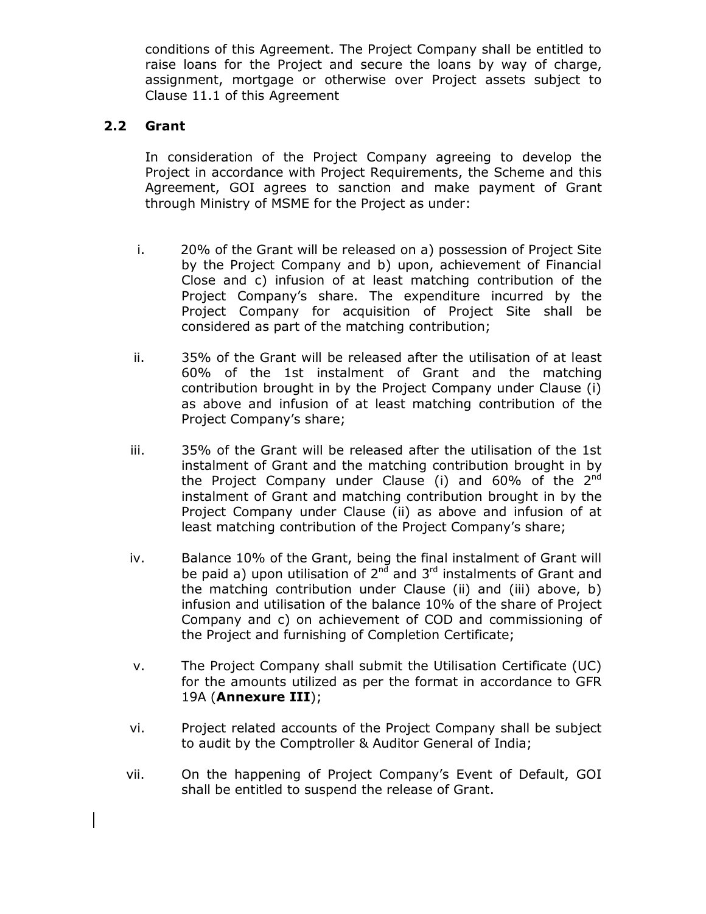conditions of this Agreement. The Project Company shall be entitled to raise loans for the Project and secure the loans by way of charge, assignment, mortgage or otherwise over Project assets subject to Clause 11.1 of this Agreement

### 2.2 Grant

In consideration of the Project Company agreeing to develop the Project in accordance with Project Requirements, the Scheme and this Agreement, GOI agrees to sanction and make payment of Grant through Ministry of MSME for the Project as under:

i. 20% of the Grant will be released on a) possession of Project Site by the Project Company and b) upon, achievement of Financial Close and c) infusion of at least matching contribution of the Project Company's share. The expenditure incurred by the Project Company for acquisition of Project Site shall be considered as part of the matching contribution;

ii. 35% of the Grant will be released after the utilisation of at least 60% of the 1st instalment of Grant and the matching contribution brought in by the Project Company under Clause (i) as above and infusion of at least matching contribution of the Project Company's share;

iii. 35% of the Grant will be released after the utilisation of the 1st instalment of Grant and the matching contribution brought in by the Project Company under Clause (i) and 60% of the 2nd instalment of Grant and matching contribution brought in by the Project Company under Clause (ii) as above and infusion of at least matching contribution of the Project Company's share;

iv. Balance 10% of the Grant, being the final instalment of Grant will be paid a) upon utilisation of 2nd and 3rd instalments of Grant and the matching contribution under Clause (ii) and (iii) above, b) infusion and utilisation of the balance 10% of the share of Project Company and c) on achievement of COD and commissioning of the Project and furnishing of Completion Certificate;

v. The Project Company shall submit the Utilisation Certificate (UC) for the amounts utilized as per the format in accordance to GFR 19A (**Annexure III**);

vi. Project related accounts of the Project Company shall be subject to audit by the Comptroller & Auditor General of India;

vii. On the happening of Project Company's Event of Default, GOI shall be entitled to suspend the release of Grant.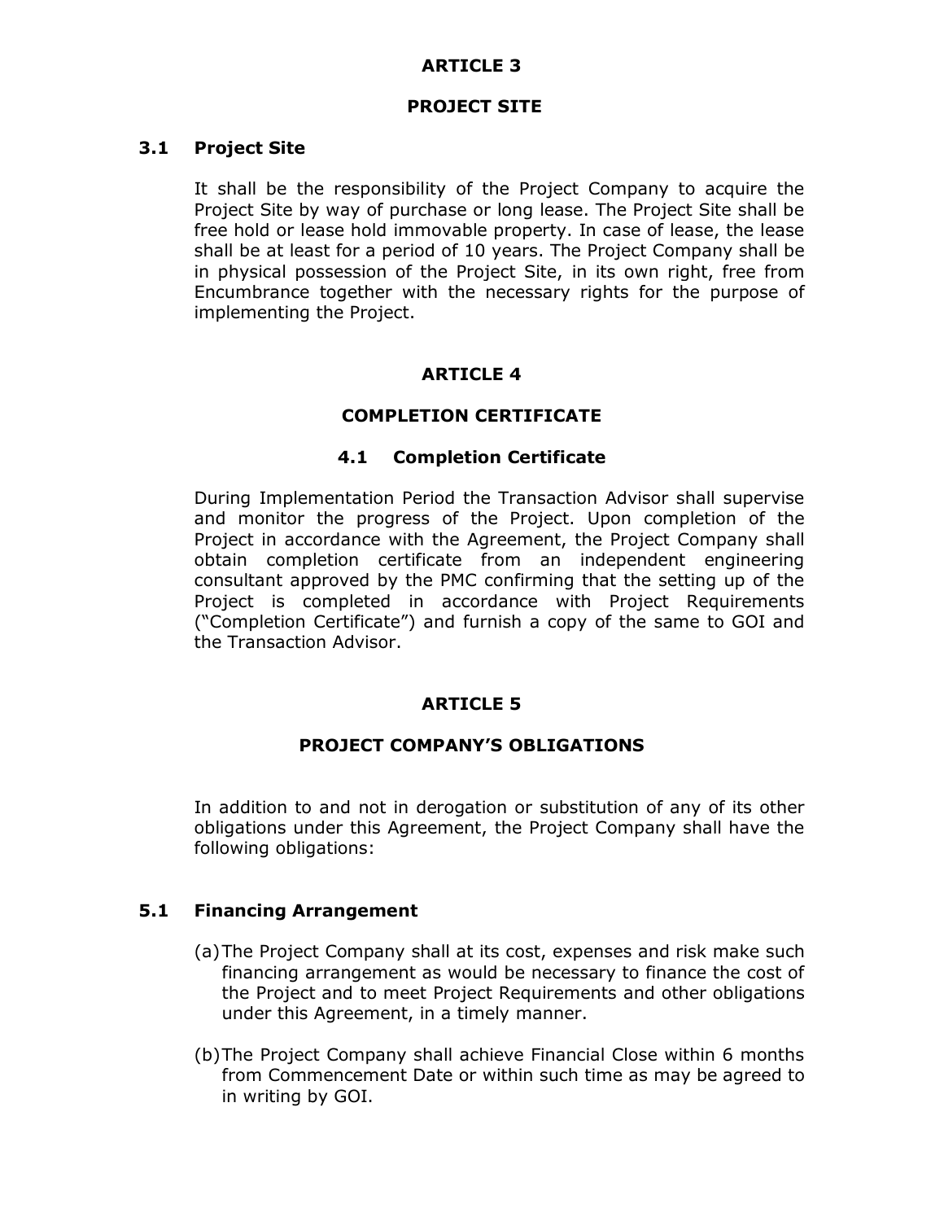## ARTICLE 3

## PROJECT SITE

### 3.1 Project Site

It shall be the responsibility of the Project Company to acquire the Project Site by way of purchase or long lease. The Project Site shall be free hold or lease hold immovable property. In case of lease, the lease shall be at least for a period of 10 years. The Project Company shall be in physical possession of the Project Site, in its own right, free from Encumbrance together with the necessary rights for the purpose of implementing the Project.

## ARTICLE 4

## COMPLETION CERTIFICATE

### 4.1 Completion Certificate

During Implementation Period the Transaction Advisor shall supervise and monitor the progress of the Project. Upon completion of the Project in accordance with the Agreement, the Project Company shall obtain completion certificate from an independent engineering consultant approved by the PMC confirming that the setting up of the Project is completed in accordance with Project Requirements ("Completion Certificate") and furnish a copy of the same to GOI and the Transaction Advisor.

## ARTICLE 5

## PROJECT COMPANY'S OBLIGATIONS

In addition to and not in derogation or substitution of any of its other obligations under this Agreement, the Project Company shall have the following obligations:

### 5.1 Financing Arrangement

(a) The Project Company shall at its cost, expenses and risk make such financing arrangement as would be necessary to finance the cost of the Project and to meet Project Requirements and other obligations under this Agreement, in a timely manner.

(b) The Project Company shall achieve Financial Close within 6 months from Commencement Date or within such time as may be agreed to in writing by GOI.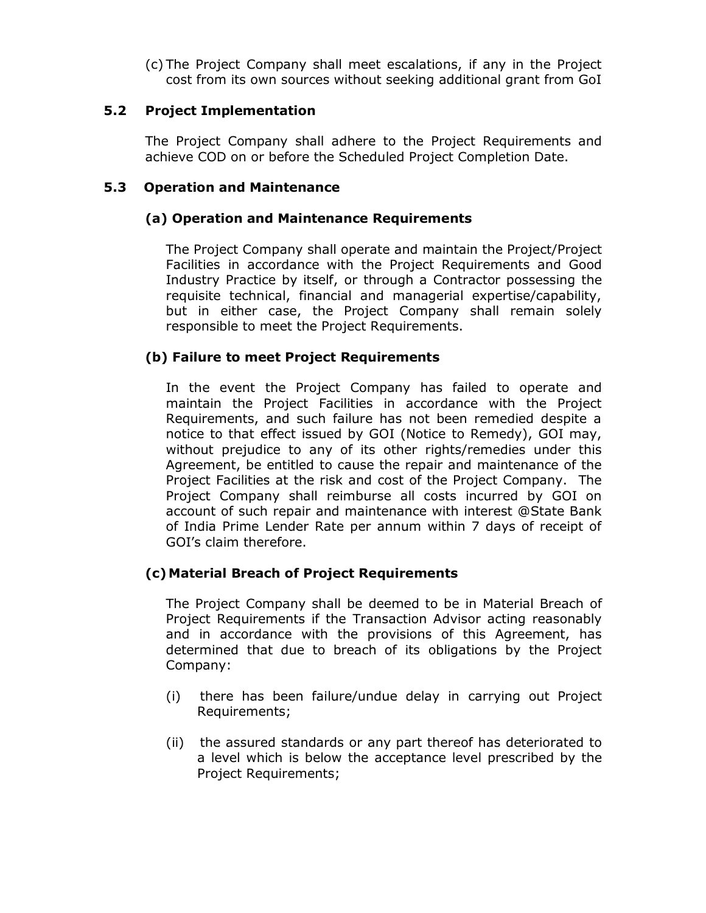(c) The Project Company shall meet escalations, if any in the Project cost from its own sources without seeking additional grant from GoI

### 5.2 Project Implementation

The Project Company shall adhere to the Project Requirements and achieve COD on or before the Scheduled Project Completion Date.

### 5.3 Operation and Maintenance

#### (a) Operation and Maintenance Requirements

The Project Company shall operate and maintain the Project/Project Facilities in accordance with the Project Requirements and Good Industry Practice by itself, or through a Contractor possessing the requisite technical, financial and managerial expertise/capability, but in either case, the Project Company shall remain solely responsible to meet the Project Requirements.

#### (b) Failure to meet Project Requirements

In the event the Project Company has failed to operate and maintain the Project Facilities in accordance with the Project Requirements, and such failure has not been remedied despite a notice to that effect issued by GOI (Notice to Remedy), GOI may, without prejudice to any of its other rights/remedies under this Agreement, be entitled to cause the repair and maintenance of the Project Facilities at the risk and cost of the Project Company. The Project Company shall reimburse all costs incurred by GOI on account of such repair and maintenance with interest @State Bank of India Prime Lender Rate per annum within 7 days of receipt of GOI's claim therefore.

#### (c) Material Breach of Project Requirements

The Project Company shall be deemed to be in Material Breach of Project Requirements if the Transaction Advisor acting reasonably and in accordance with the provisions of this Agreement, has determined that due to breach of its obligations by the Project Company:

(i) there has been failure/undue delay in carrying out Project Requirements;

(ii) the assured standards or any part thereof has deteriorated to a level which is below the acceptance level prescribed by the Project Requirements;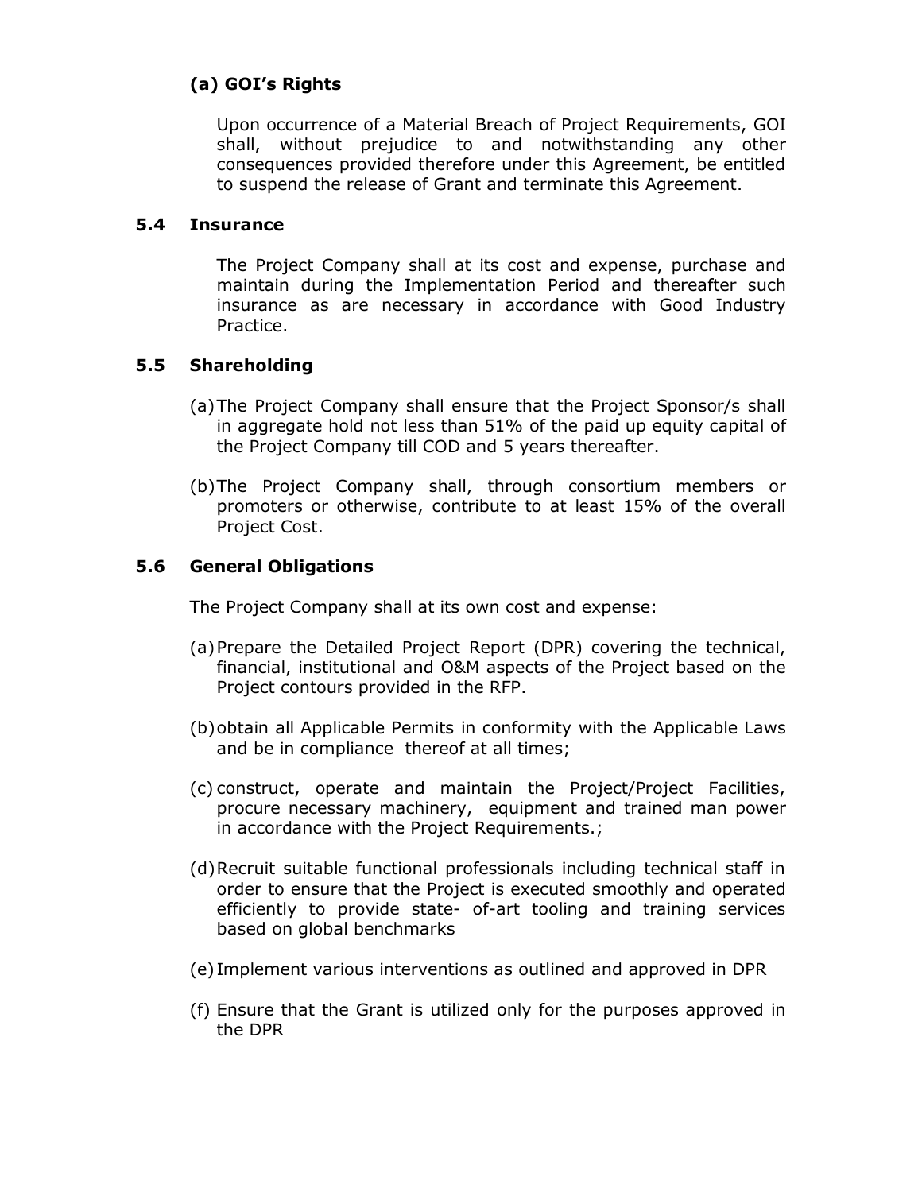#### (a) GOI's Rights

Upon occurrence of a Material Breach of Project Requirements, GOI shall, without prejudice to and notwithstanding any other consequences provided therefore under this Agreement, be entitled to suspend the release of Grant and terminate this Agreement.

### 5.4 Insurance

The Project Company shall at its cost and expense, purchase and maintain during the Implementation Period and thereafter such insurance as are necessary in accordance with Good Industry Practice.

### 5.5 Shareholding

(a) The Project Company shall ensure that the Project Sponsor/s shall in aggregate hold not less than 51% of the paid up equity capital of the Project Company till COD and 5 years thereafter.

(b) The Project Company shall, through consortium members or promoters or otherwise, contribute to at least 15% of the overall Project Cost.

### 5.6 General Obligations

The Project Company shall at its own cost and expense:

(a) Prepare the Detailed Project Report (DPR) covering the technical, financial, institutional and O&M aspects of the Project based on the Project contours provided in the RFP.

(b) obtain all Applicable Permits in conformity with the Applicable Laws and be in compliance thereof at all times;

(c) construct, operate and maintain the Project/Project Facilities, procure necessary machinery, equipment and trained man power in accordance with the Project Requirements.;

(d) Recruit suitable functional professionals including technical staff in order to ensure that the Project is executed smoothly and operated efficiently to provide state- of-art tooling and training services based on global benchmarks

(e) Implement various interventions as outlined and approved in DPR

(f) Ensure that the Grant is utilized only for the purposes approved in the DPR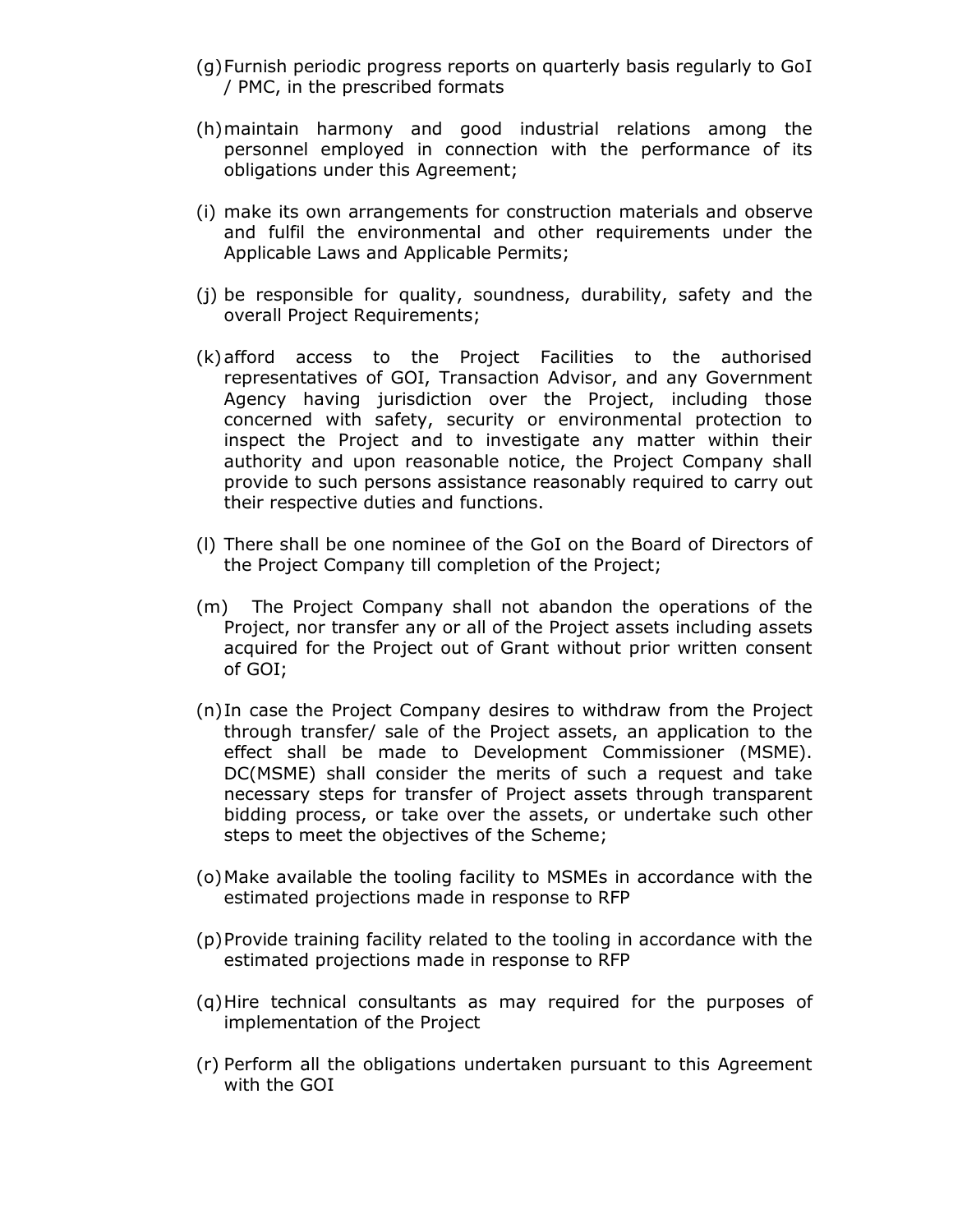(g) Furnish periodic progress reports on quarterly basis regularly to GoI / PMC, in the prescribed formats

(h) maintain harmony and good industrial relations among the personnel employed in connection with the performance of its obligations under this Agreement;

(i) make its own arrangements for construction materials and observe and fulfil the environmental and other requirements under the Applicable Laws and Applicable Permits;

(j) be responsible for quality, soundness, durability, safety and the overall Project Requirements;

(k) afford access to the Project Facilities to the authorised representatives of GOI, Transaction Advisor, and any Government Agency having jurisdiction over the Project, including those concerned with safety, security or environmental protection to inspect the Project and to investigate any matter within their authority and upon reasonable notice, the Project Company shall provide to such persons assistance reasonably required to carry out their respective duties and functions.

(l) There shall be one nominee of the GoI on the Board of Directors of the Project Company till completion of the Project;

(m) The Project Company shall not abandon the operations of the Project, nor transfer any or all of the Project assets including assets acquired for the Project out of Grant without prior written consent of GOI;

(n) In case the Project Company desires to withdraw from the Project through transfer/ sale of the Project assets, an application to the effect shall be made to Development Commissioner (MSME). DC(MSME) shall consider the merits of such a request and take necessary steps for transfer of Project assets through transparent bidding process, or take over the assets, or undertake such other steps to meet the objectives of the Scheme;

(o) Make available the tooling facility to MSMEs in accordance with the estimated projections made in response to RFP

(p) Provide training facility related to the tooling in accordance with the estimated projections made in response to RFP

(q) Hire technical consultants as may required for the purposes of implementation of the Project

(r) Perform all the obligations undertaken pursuant to this Agreement with the GOI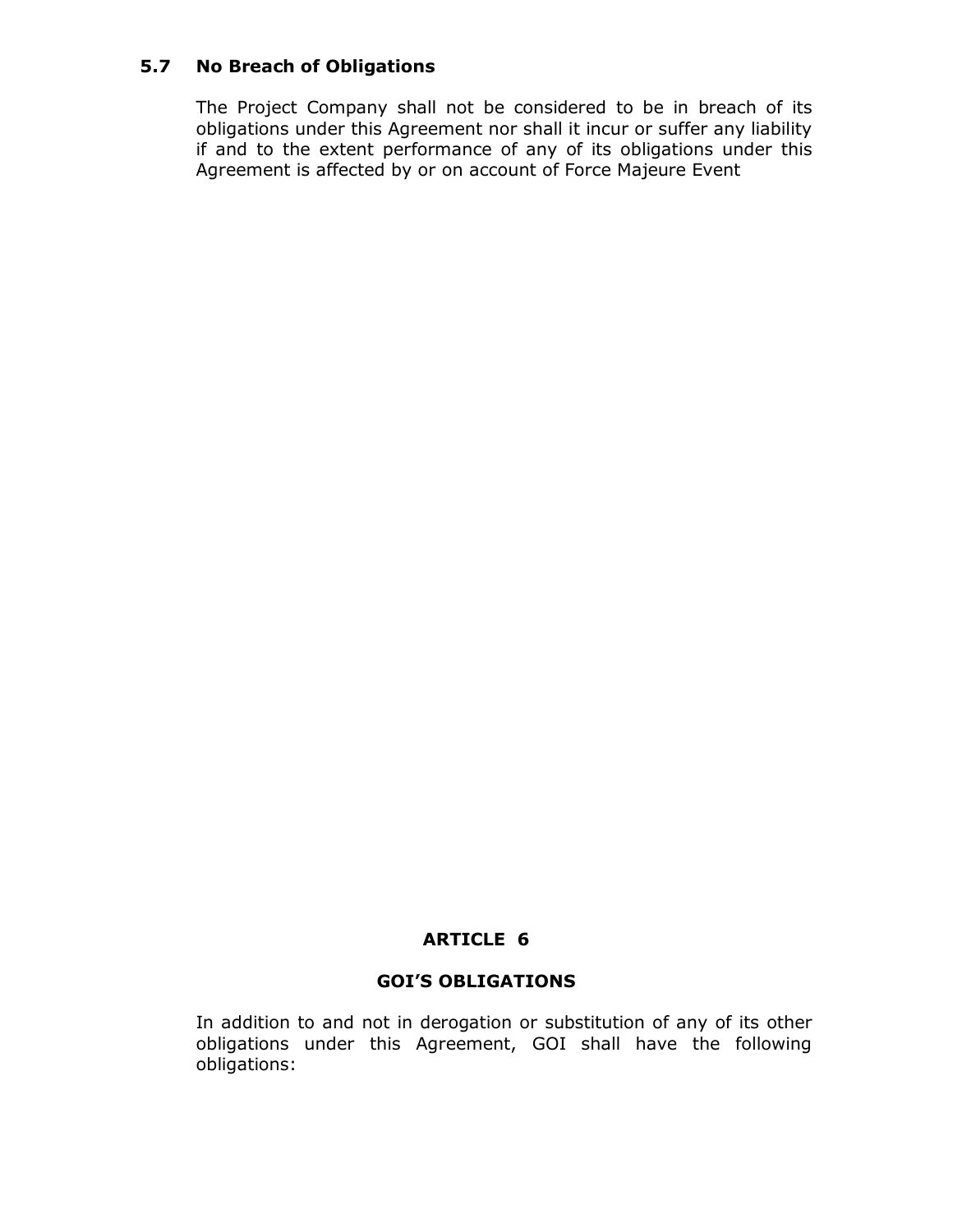### 5.7 No Breach of Obligations

The Project Company shall not be considered to be in breach of its obligations under this Agreement nor shall it incur or suffer any liability if and to the extent performance of any of its obligations under this Agreement is affected by or on account of Force Majeure Event

## ARTICLE 6

## GOI'S OBLIGATIONS

In addition to and not in derogation or substitution of any of its other obligations under this Agreement, GOI shall have the following obligations: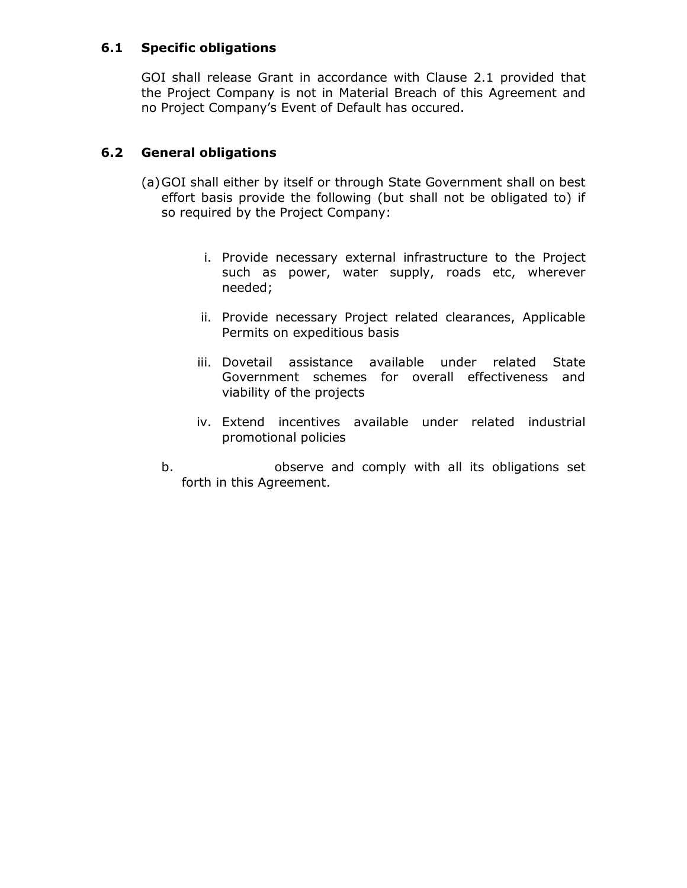### 6.1 Specific obligations

GOI shall release Grant in accordance with Clause 2.1 provided that the Project Company is not in Material Breach of this Agreement and no Project Company's Event of Default has occured.

### 6.2 General obligations

(a) GOI shall either by itself or through State Government shall on best effort basis provide the following (but shall not be obligated to) if so required by the Project Company:

i. Provide necessary external infrastructure to the Project such as power, water supply, roads etc, wherever needed;

ii. Provide necessary Project related clearances, Applicable Permits on expeditious basis

iii. Dovetail assistance available under related State Government schemes for overall effectiveness and viability of the projects

iv. Extend incentives available under related industrial promotional policies

b. observe and comply with all its obligations set forth in this Agreement.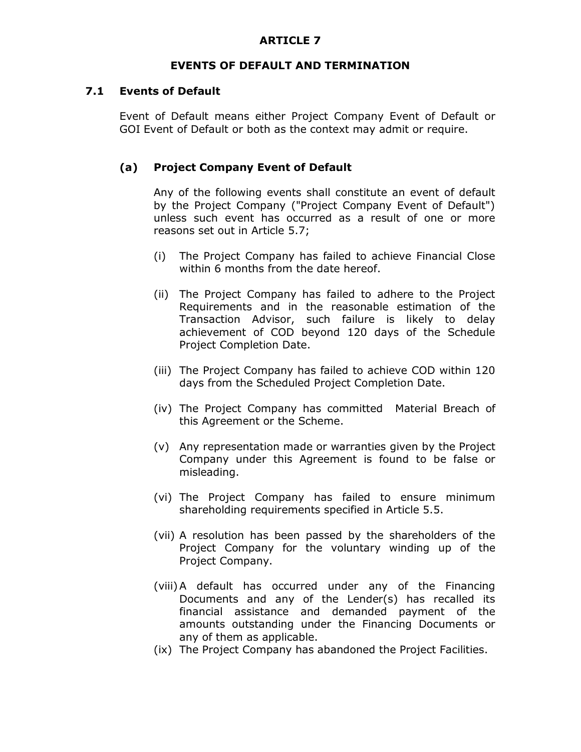# ARTICLE 7

## EVENTS OF DEFAULT AND TERMINATION

### 7.1 Events of Default

Event of Default means either Project Company Event of Default or GOI Event of Default or both as the context may admit or require.

#### (a) Project Company Event of Default

Any of the following events shall constitute an event of default by the Project Company ("Project Company Event of Default") unless such event has occurred as a result of one or more reasons set out in Article 5.7;

(i) The Project Company has failed to achieve Financial Close within 6 months from the date hereof.

(ii) The Project Company has failed to adhere to the Project Requirements and in the reasonable estimation of the Transaction Advisor, such failure is likely to delay achievement of COD beyond 120 days of the Schedule Project Completion Date.

(iii) The Project Company has failed to achieve COD within 120 days from the Scheduled Project Completion Date.

(iv) The Project Company has committed Material Breach of this Agreement or the Scheme.

(v) Any representation made or warranties given by the Project Company under this Agreement is found to be false or misleading.

(vi) The Project Company has failed to ensure minimum shareholding requirements specified in Article 5.5.

(vii) A resolution has been passed by the shareholders of the Project Company for the voluntary winding up of the Project Company.

(viii) A default has occurred under any of the Financing Documents and any of the Lender(s) has recalled its financial assistance and demanded payment of the amounts outstanding under the Financing Documents or any of them as applicable.

(ix) The Project Company has abandoned the Project Facilities.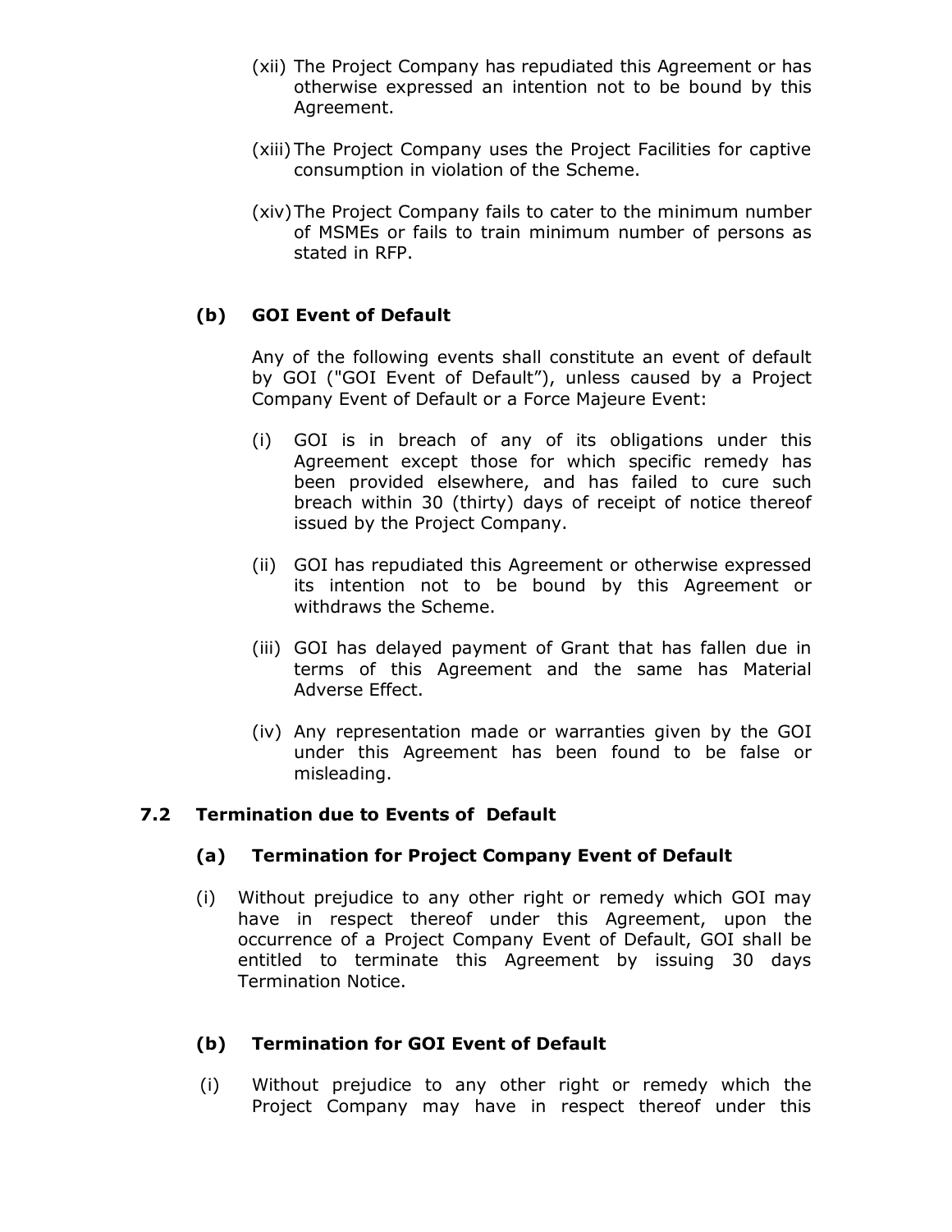(xii) The Project Company has repudiated this Agreement or has otherwise expressed an intention not to be bound by this Agreement.

(xiii) The Project Company uses the Project Facilities for captive consumption in violation of the Scheme.

(xiv) The Project Company fails to cater to the minimum number of MSMEs or fails to train minimum number of persons as stated in RFP.

**(b) GOI Event of Default**

Any of the following events shall constitute an event of default by GOI ("GOI Event of Default"), unless caused by a Project Company Event of Default or a Force Majeure Event:

(i) GOI is in breach of any of its obligations under this Agreement except those for which specific remedy has been provided elsewhere, and has failed to cure such breach within 30 (thirty) days of receipt of notice thereof issued by the Project Company.

(ii) GOI has repudiated this Agreement or otherwise expressed its intention not to be bound by this Agreement or withdraws the Scheme.

(iii) GOI has delayed payment of Grant that has fallen due in terms of this Agreement and the same has Material Adverse Effect.

(iv) Any representation made or warranties given by the GOI under this Agreement has been found to be false or misleading.

### 7.2 Termination due to Events of Default

**(a) Termination for Project Company Event of Default**

(i) Without prejudice to any other right or remedy which GOI may have in respect thereof under this Agreement, upon the occurrence of a Project Company Event of Default, GOI shall be entitled to terminate this Agreement by issuing 30 days Termination Notice.

**(b) Termination for GOI Event of Default**

(i) Without prejudice to any other right or remedy which the Project Company may have in respect thereof under this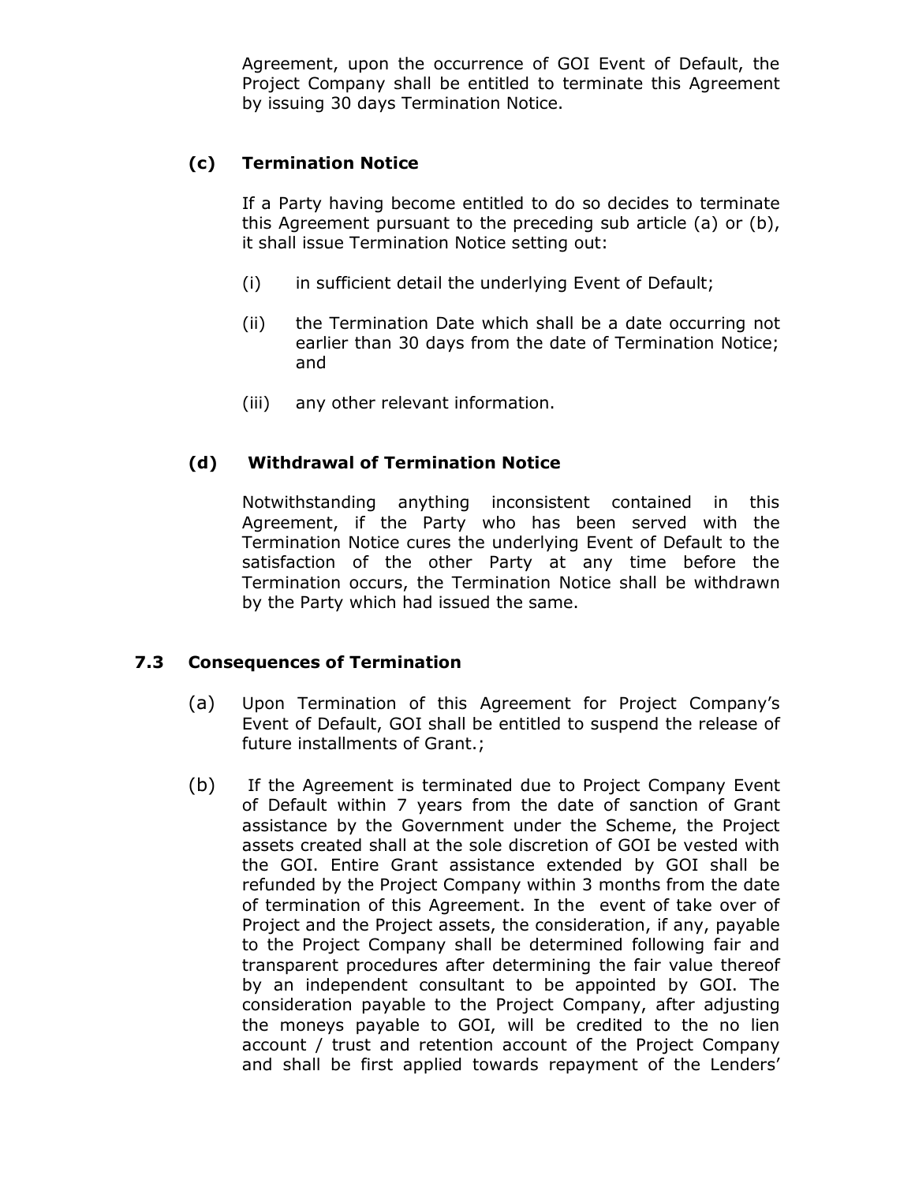Agreement, upon the occurrence of GOI Event of Default, the Project Company shall be entitled to terminate this Agreement by issuing 30 days Termination Notice.

**(c) Termination Notice**

If a Party having become entitled to do so decides to terminate this Agreement pursuant to the preceding sub article (a) or (b), it shall issue Termination Notice setting out:

(i) in sufficient detail the underlying Event of Default;

(ii) the Termination Date which shall be a date occurring not earlier than 30 days from the date of Termination Notice; and

(iii) any other relevant information.

**(d) Withdrawal of Termination Notice**

Notwithstanding anything inconsistent contained in this Agreement, if the Party who has been served with the Termination Notice cures the underlying Event of Default to the satisfaction of the other Party at any time before the Termination occurs, the Termination Notice shall be withdrawn by the Party which had issued the same.

**7.3 Consequences of Termination**

(a) Upon Termination of this Agreement for Project Company's Event of Default, GOI shall be entitled to suspend the release of future installments of Grant.;

(b) If the Agreement is terminated due to Project Company Event of Default within 7 years from the date of sanction of Grant assistance by the Government under the Scheme, the Project assets created shall at the sole discretion of GOI be vested with the GOI. Entire Grant assistance extended by GOI shall be refunded by the Project Company within 3 months from the date of termination of this Agreement. In the event of take over of Project and the Project assets, the consideration, if any, payable to the Project Company shall be determined following fair and transparent procedures after determining the fair value thereof by an independent consultant to be appointed by GOI. The consideration payable to the Project Company, after adjusting the moneys payable to GOI, will be credited to the no lien account / trust and retention account of the Project Company and shall be first applied towards repayment of the Lenders'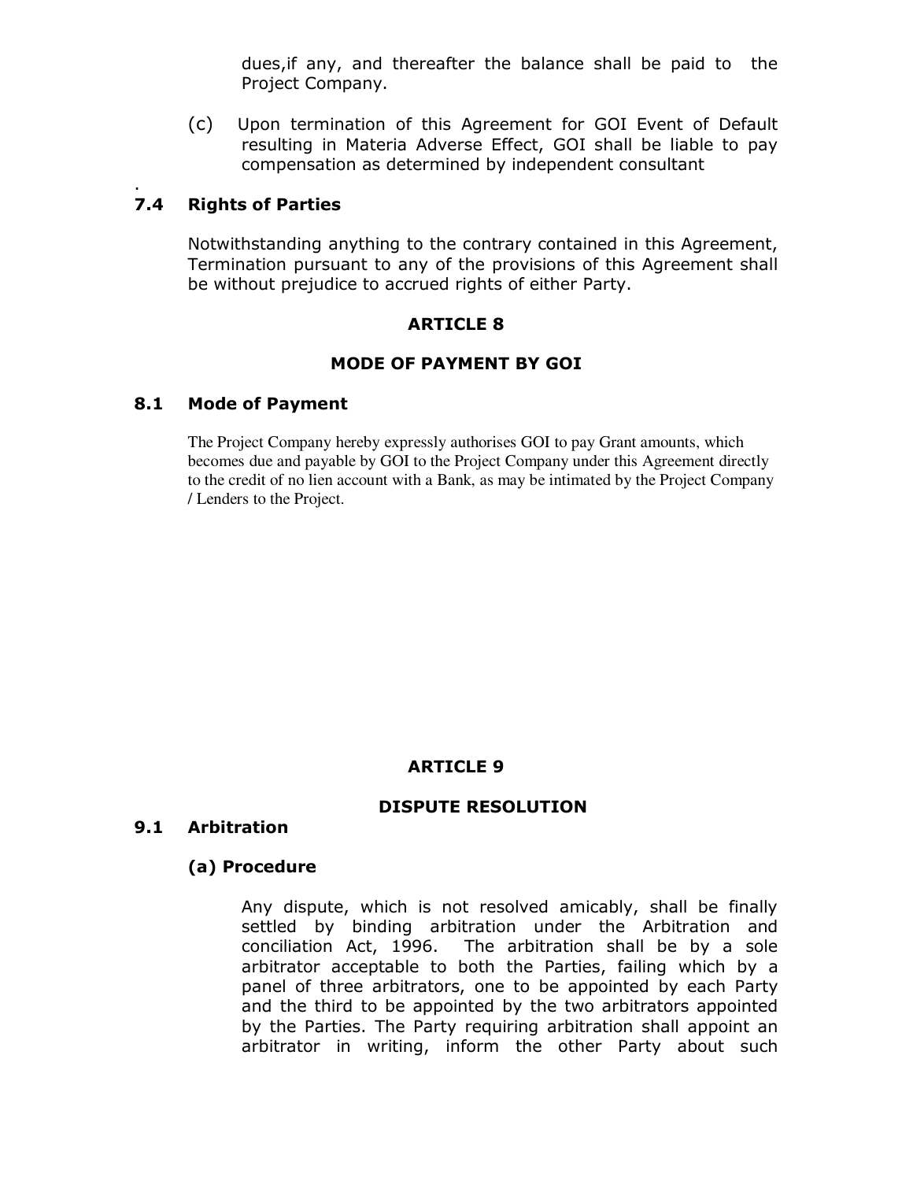dues,if any, and thereafter the balance shall be paid to the Project Company.

(c) Upon termination of this Agreement for GOI Event of Default resulting in Materia Adverse Effect, GOI shall be liable to pay compensation as determined by independent consultant

.

### 7.4 Rights of Parties

Notwithstanding anything to the contrary contained in this Agreement, Termination pursuant to any of the provisions of this Agreement shall be without prejudice to accrued rights of either Party.

## ARTICLE 8

## MODE OF PAYMENT BY GOI

### 8.1 Mode of Payment

The Project Company hereby expressly authorises GOI to pay Grant amounts, which becomes due and payable by GOI to the Project Company under this Agreement directly to the credit of no lien account with a Bank, as may be intimated by the Project Company / Lenders to the Project.

## ARTICLE 9

## DISPUTE RESOLUTION

### 9.1 Arbitration

#### (a) Procedure

Any dispute, which is not resolved amicably, shall be finally settled by binding arbitration under the Arbitration and conciliation Act, 1996. The arbitration shall be by a sole arbitrator acceptable to both the Parties, failing which by a panel of three arbitrators, one to be appointed by each Party and the third to be appointed by the two arbitrators appointed by the Parties. The Party requiring arbitration shall appoint an arbitrator in writing, inform the other Party about such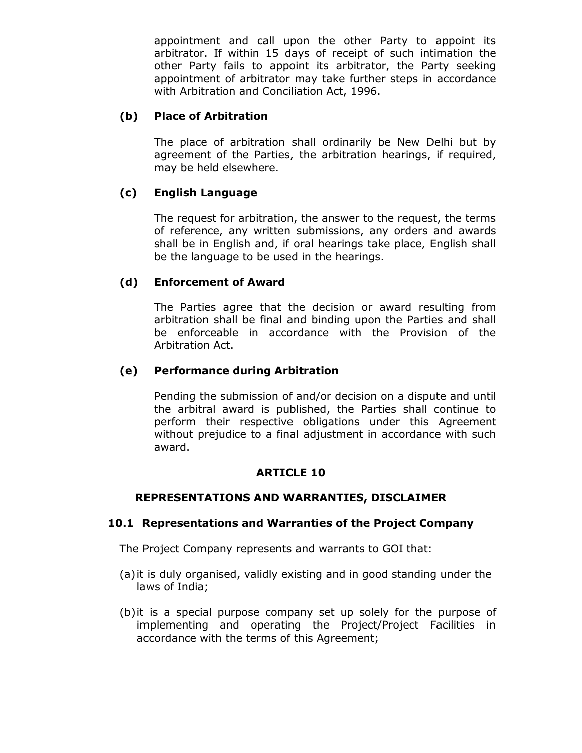appointment and call upon the other Party to appoint its arbitrator. If within 15 days of receipt of such intimation the other Party fails to appoint its arbitrator, the Party seeking appointment of arbitrator may take further steps in accordance with Arbitration and Conciliation Act, 1996.

**(b) Place of Arbitration**

The place of arbitration shall ordinarily be New Delhi but by agreement of the Parties, the arbitration hearings, if required, may be held elsewhere.

**(c) English Language**

The request for arbitration, the answer to the request, the terms of reference, any written submissions, any orders and awards shall be in English and, if oral hearings take place, English shall be the language to be used in the hearings.

**(d) Enforcement of Award**

The Parties agree that the decision or award resulting from arbitration shall be final and binding upon the Parties and shall be enforceable in accordance with the Provision of the Arbitration Act.

**(e) Performance during Arbitration**

Pending the submission of and/or decision on a dispute and until the arbitral award is published, the Parties shall continue to perform their respective obligations under this Agreement without prejudice to a final adjustment in accordance with such award.

## ARTICLE 10

## REPRESENTATIONS AND WARRANTIES, DISCLAIMER

### 10.1 Representations and Warranties of the Project Company

The Project Company represents and warrants to GOI that:

(a) it is duly organised, validly existing and in good standing under the laws of India;

(b) it is a special purpose company set up solely for the purpose of implementing and operating the Project/Project Facilities in accordance with the terms of this Agreement;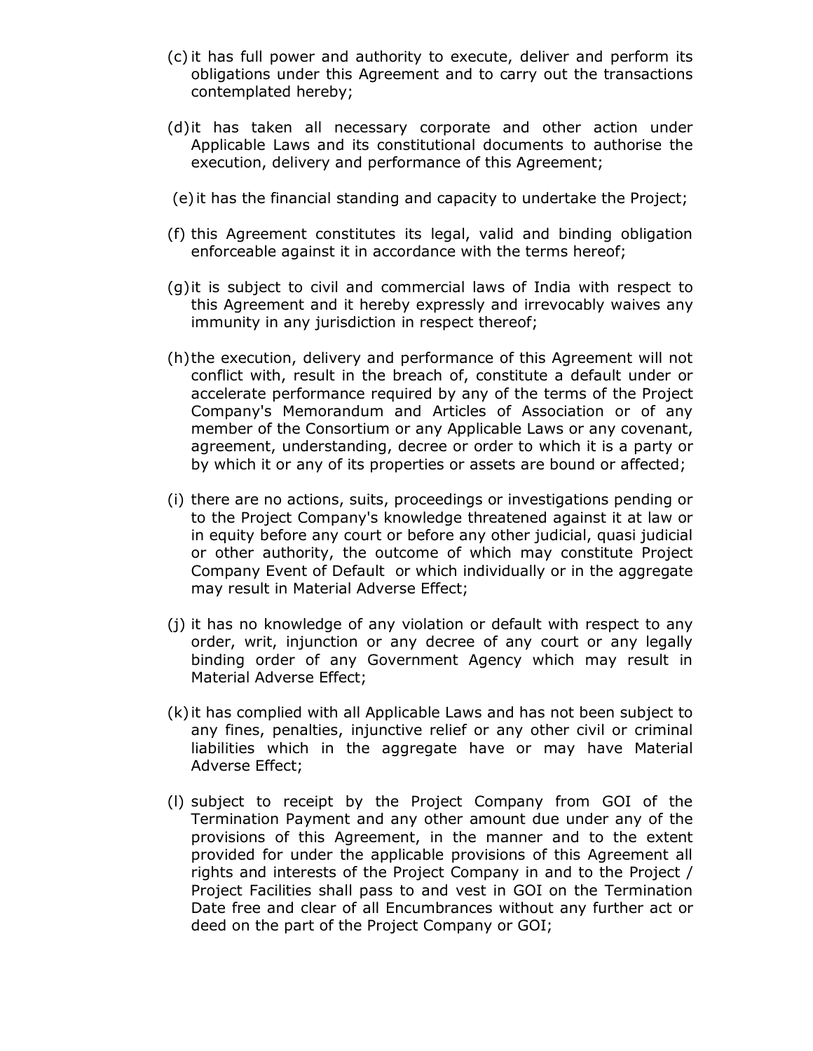(c) it has full power and authority to execute, deliver and perform its obligations under this Agreement and to carry out the transactions contemplated hereby;

(d) it has taken all necessary corporate and other action under Applicable Laws and its constitutional documents to authorise the execution, delivery and performance of this Agreement;

(e) it has the financial standing and capacity to undertake the Project;

(f) this Agreement constitutes its legal, valid and binding obligation enforceable against it in accordance with the terms hereof;

(g) it is subject to civil and commercial laws of India with respect to this Agreement and it hereby expressly and irrevocably waives any immunity in any jurisdiction in respect thereof;

(h) the execution, delivery and performance of this Agreement will not conflict with, result in the breach of, constitute a default under or accelerate performance required by any of the terms of the Project Company's Memorandum and Articles of Association or of any member of the Consortium or any Applicable Laws or any covenant, agreement, understanding, decree or order to which it is a party or by which it or any of its properties or assets are bound or affected;

(i) there are no actions, suits, proceedings or investigations pending or to the Project Company's knowledge threatened against it at law or in equity before any court or before any other judicial, quasi judicial or other authority, the outcome of which may constitute Project Company Event of Default or which individually or in the aggregate may result in Material Adverse Effect;

(j) it has no knowledge of any violation or default with respect to any order, writ, injunction or any decree of any court or any legally binding order of any Government Agency which may result in Material Adverse Effect;

(k) it has complied with all Applicable Laws and has not been subject to any fines, penalties, injunctive relief or any other civil or criminal liabilities which in the aggregate have or may have Material Adverse Effect;

(l) subject to receipt by the Project Company from GOI of the Termination Payment and any other amount due under any of the provisions of this Agreement, in the manner and to the extent provided for under the applicable provisions of this Agreement all rights and interests of the Project Company in and to the Project / Project Facilities shall pass to and vest in GOI on the Termination Date free and clear of all Encumbrances without any further act or deed on the part of the Project Company or GOI;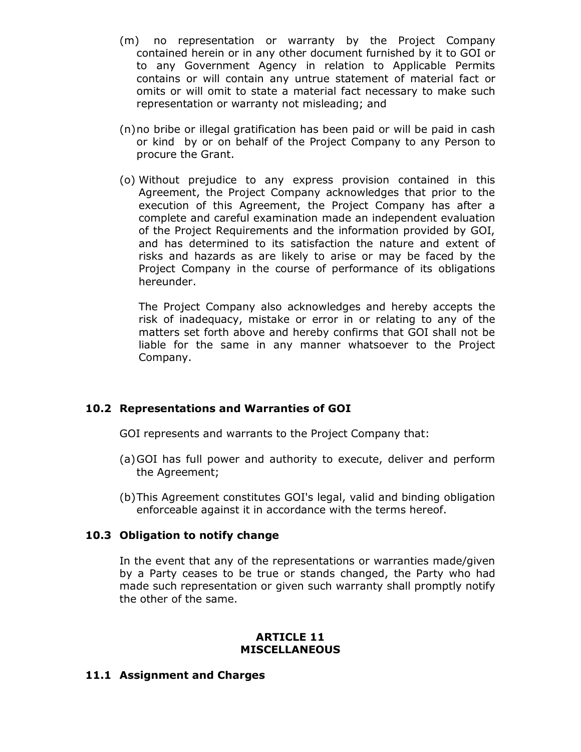(m) no representation or warranty by the Project Company contained herein or in any other document furnished by it to GOI or to any Government Agency in relation to Applicable Permits contains or will contain any untrue statement of material fact or omits or will omit to state a material fact necessary to make such representation or warranty not misleading; and

(n) no bribe or illegal gratification has been paid or will be paid in cash or kind by or on behalf of the Project Company to any Person to procure the Grant.

(o) Without prejudice to any express provision contained in this Agreement, the Project Company acknowledges that prior to the execution of this Agreement, the Project Company has after a complete and careful examination made an independent evaluation of the Project Requirements and the information provided by GOI, and has determined to its satisfaction the nature and extent of risks and hazards as are likely to arise or may be faced by the Project Company in the course of performance of its obligations hereunder.

The Project Company also acknowledges and hereby accepts the risk of inadequacy, mistake or error in or relating to any of the matters set forth above and hereby confirms that GOI shall not be liable for the same in any manner whatsoever to the Project Company.

### 10.2 Representations and Warranties of GOI

GOI represents and warrants to the Project Company that:

(a) GOI has full power and authority to execute, deliver and perform the Agreement;

(b) This Agreement constitutes GOI's legal, valid and binding obligation enforceable against it in accordance with the terms hereof.

### 10.3 Obligation to notify change

In the event that any of the representations or warranties made/given by a Party ceases to be true or stands changed, the Party who had made such representation or given such warranty shall promptly notify the other of the same.

## ARTICLE 11
## MISCELLANEOUS

### 11.1 Assignment and Charges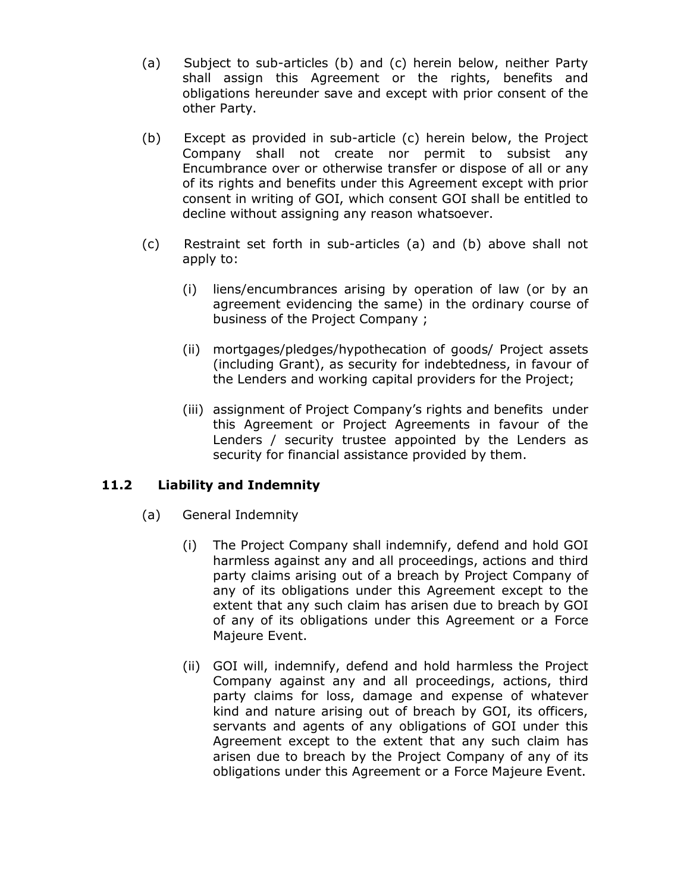(a) Subject to sub-articles (b) and (c) herein below, neither Party shall assign this Agreement or the rights, benefits and obligations hereunder save and except with prior consent of the other Party.

(b) Except as provided in sub-article (c) herein below, the Project Company shall not create nor permit to subsist any Encumbrance over or otherwise transfer or dispose of all or any of its rights and benefits under this Agreement except with prior consent in writing of GOI, which consent GOI shall be entitled to decline without assigning any reason whatsoever.

(c) Restraint set forth in sub-articles (a) and (b) above shall not apply to:

   (i) liens/encumbrances arising by operation of law (or by an agreement evidencing the same) in the ordinary course of business of the Project Company ;

   (ii) mortgages/pledges/hypothecation of goods/ Project assets (including Grant), as security for indebtedness, in favour of the Lenders and working capital providers for the Project;

   (iii) assignment of Project Company's rights and benefits under this Agreement or Project Agreements in favour of the Lenders / security trustee appointed by the Lenders as security for financial assistance provided by them.

### 11.2 Liability and Indemnity

(a) General Indemnity

   (i) The Project Company shall indemnify, defend and hold GOI harmless against any and all proceedings, actions and third party claims arising out of a breach by Project Company of any of its obligations under this Agreement except to the extent that any such claim has arisen due to breach by GOI of any of its obligations under this Agreement or a Force Majeure Event.

   (ii) GOI will, indemnify, defend and hold harmless the Project Company against any and all proceedings, actions, third party claims for loss, damage and expense of whatever kind and nature arising out of breach by GOI, its officers, servants and agents of any obligations of GOI under this Agreement except to the extent that any such claim has arisen due to breach by the Project Company of any of its obligations under this Agreement or a Force Majeure Event.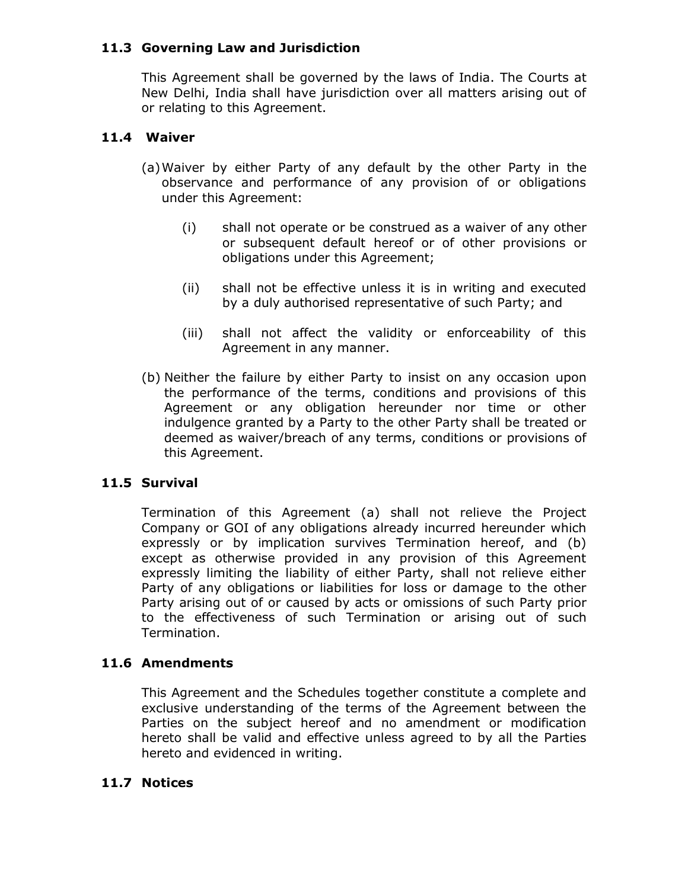### 11.3 Governing Law and Jurisdiction

This Agreement shall be governed by the laws of India. The Courts at New Delhi, India shall have jurisdiction over all matters arising out of or relating to this Agreement.

### 11.4 Waiver

(a) Waiver by either Party of any default by the other Party in the observance and performance of any provision of or obligations under this Agreement:

  (i) shall not operate or be construed as a waiver of any other or subsequent default hereof or of other provisions or obligations under this Agreement;

  (ii) shall not be effective unless it is in writing and executed by a duly authorised representative of such Party; and

  (iii) shall not affect the validity or enforceability of this Agreement in any manner.

(b) Neither the failure by either Party to insist on any occasion upon the performance of the terms, conditions and provisions of this Agreement or any obligation hereunder nor time or other indulgence granted by a Party to the other Party shall be treated or deemed as waiver/breach of any terms, conditions or provisions of this Agreement.

### 11.5 Survival

Termination of this Agreement (a) shall not relieve the Project Company or GOI of any obligations already incurred hereunder which expressly or by implication survives Termination hereof, and (b) except as otherwise provided in any provision of this Agreement expressly limiting the liability of either Party, shall not relieve either Party of any obligations or liabilities for loss or damage to the other Party arising out of or caused by acts or omissions of such Party prior to the effectiveness of such Termination or arising out of such Termination.

### 11.6 Amendments

This Agreement and the Schedules together constitute a complete and exclusive understanding of the terms of the Agreement between the Parties on the subject hereof and no amendment or modification hereto shall be valid and effective unless agreed to by all the Parties hereto and evidenced in writing.

### 11.7 Notices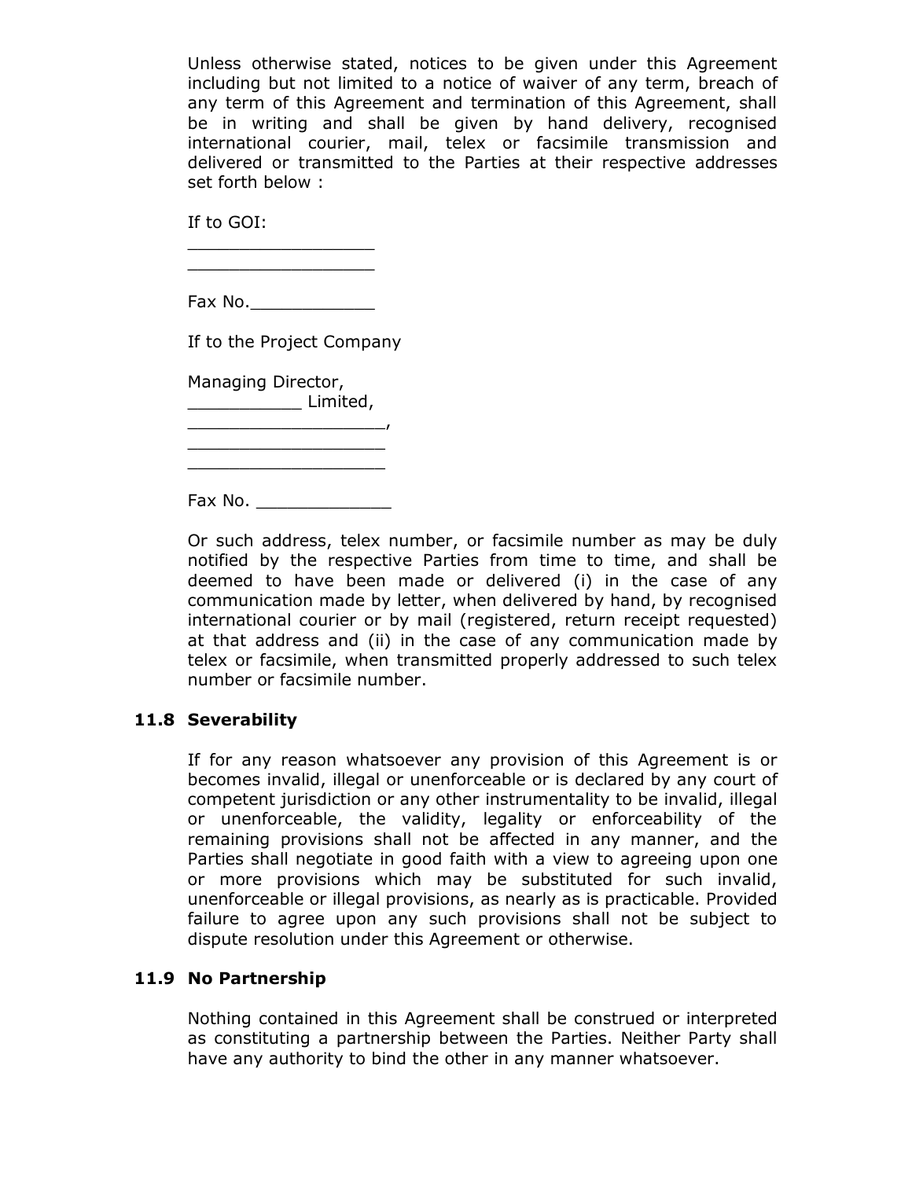Unless otherwise stated, notices to be given under this Agreement including but not limited to a notice of waiver of any term, breach of any term of this Agreement and termination of this Agreement, shall be in writing and shall be given by hand delivery, recognised international courier, mail, telex or facsimile transmission and delivered or transmitted to the Parties at their respective addresses set forth below :

If to GOI:

__________________
__________________

Fax No.____________

If to the Project Company

Managing Director,
___________ Limited,
___________________,
___________________
___________________

Fax No. _____________

Or such address, telex number, or facsimile number as may be duly notified by the respective Parties from time to time, and shall be deemed to have been made or delivered (i) in the case of any communication made by letter, when delivered by hand, by recognised international courier or by mail (registered, return receipt requested) at that address and (ii) in the case of any communication made by telex or facsimile, when transmitted properly addressed to such telex number or facsimile number.

### 11.8 Severability

If for any reason whatsoever any provision of this Agreement is or becomes invalid, illegal or unenforceable or is declared by any court of competent jurisdiction or any other instrumentality to be invalid, illegal or unenforceable, the validity, legality or enforceability of the remaining provisions shall not be affected in any manner, and the Parties shall negotiate in good faith with a view to agreeing upon one or more provisions which may be substituted for such invalid, unenforceable or illegal provisions, as nearly as is practicable. Provided failure to agree upon any such provisions shall not be subject to dispute resolution under this Agreement or otherwise.

### 11.9 No Partnership

Nothing contained in this Agreement shall be construed or interpreted as constituting a partnership between the Parties. Neither Party shall have any authority to bind the other in any manner whatsoever.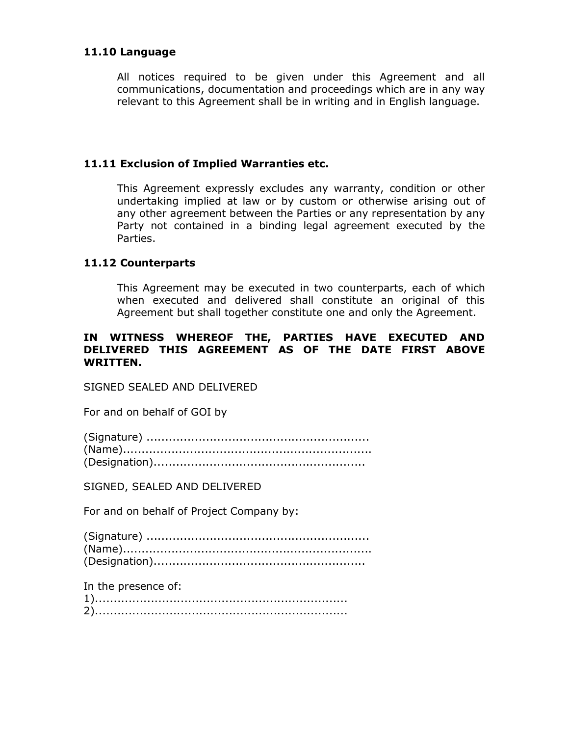### 11.10 Language

All notices required to be given under this Agreement and all communications, documentation and proceedings which are in any way relevant to this Agreement shall be in writing and in English language.

### 11.11 Exclusion of Implied Warranties etc.

This Agreement expressly excludes any warranty, condition or other undertaking implied at law or by custom or otherwise arising out of any other agreement between the Parties or any representation by any Party not contained in a binding legal agreement executed by the Parties.

### 11.12 Counterparts

This Agreement may be executed in two counterparts, each of which when executed and delivered shall constitute an original of this Agreement but shall together constitute one and only the Agreement.

**IN WITNESS WHEREOF THE, PARTIES HAVE EXECUTED AND DELIVERED THIS AGREEMENT AS OF THE DATE FIRST ABOVE WRITTEN.**

SIGNED SEALED AND DELIVERED

For and on behalf of GOI by

(Signature) ..........................................................
(Name)................................................................
(Designation).......................................................

SIGNED, SEALED AND DELIVERED

For and on behalf of Project Company by:

(Signature) ..........................................................
(Name)................................................................
(Designation).......................................................

In the presence of:
1)...................................................................
2)...................................................................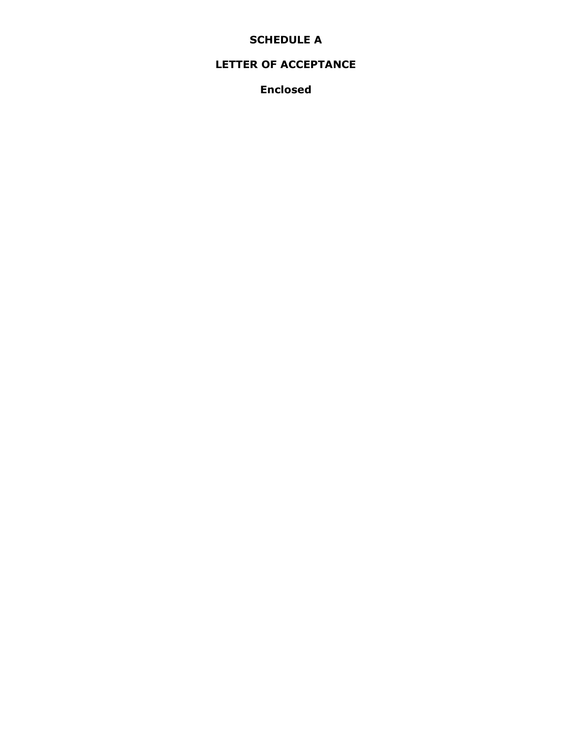# SCHEDULE A

## LETTER OF ACCEPTANCE

**Enclosed**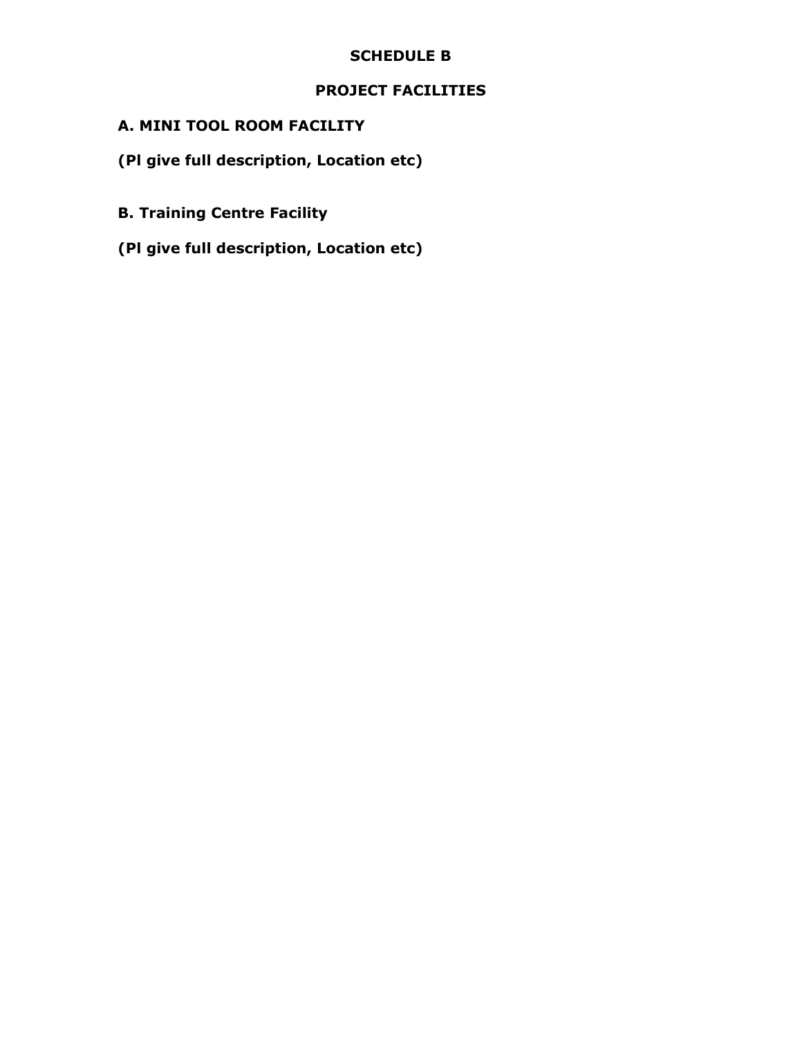# SCHEDULE B

## PROJECT FACILITIES

### A. MINI TOOL ROOM FACILITY

**(Pl give full description, Location etc)**

### B. Training Centre Facility

**(Pl give full description, Location etc)**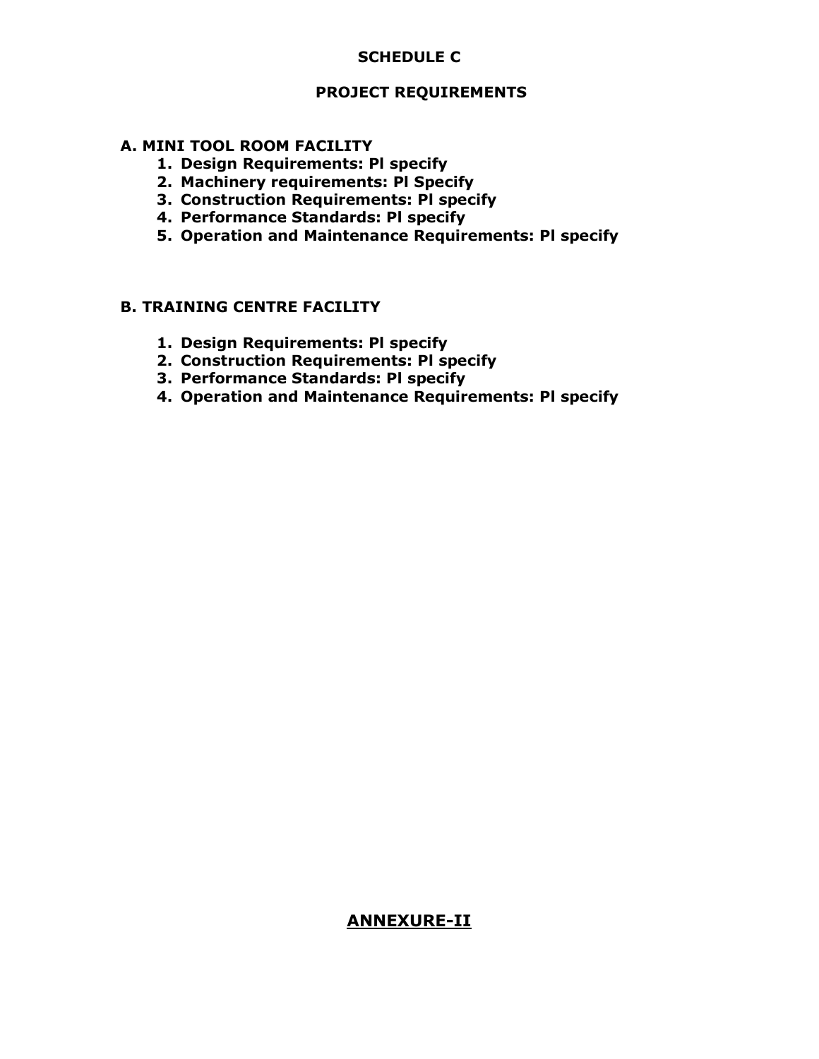# SCHEDULE C

## PROJECT REQUIREMENTS

### A. MINI TOOL ROOM FACILITY

1. **Design Requirements: Pl specify**
2. **Machinery requirements: Pl Specify**
3. **Construction Requirements: Pl specify**
4. **Performance Standards: Pl specify**
5. **Operation and Maintenance Requirements: Pl specify**

### B. TRAINING CENTRE FACILITY

1. **Design Requirements: Pl specify**
2. **Construction Requirements: Pl specify**
3. **Performance Standards: Pl specify**
4. **Operation and Maintenance Requirements: Pl specify**

## ANNEXURE-II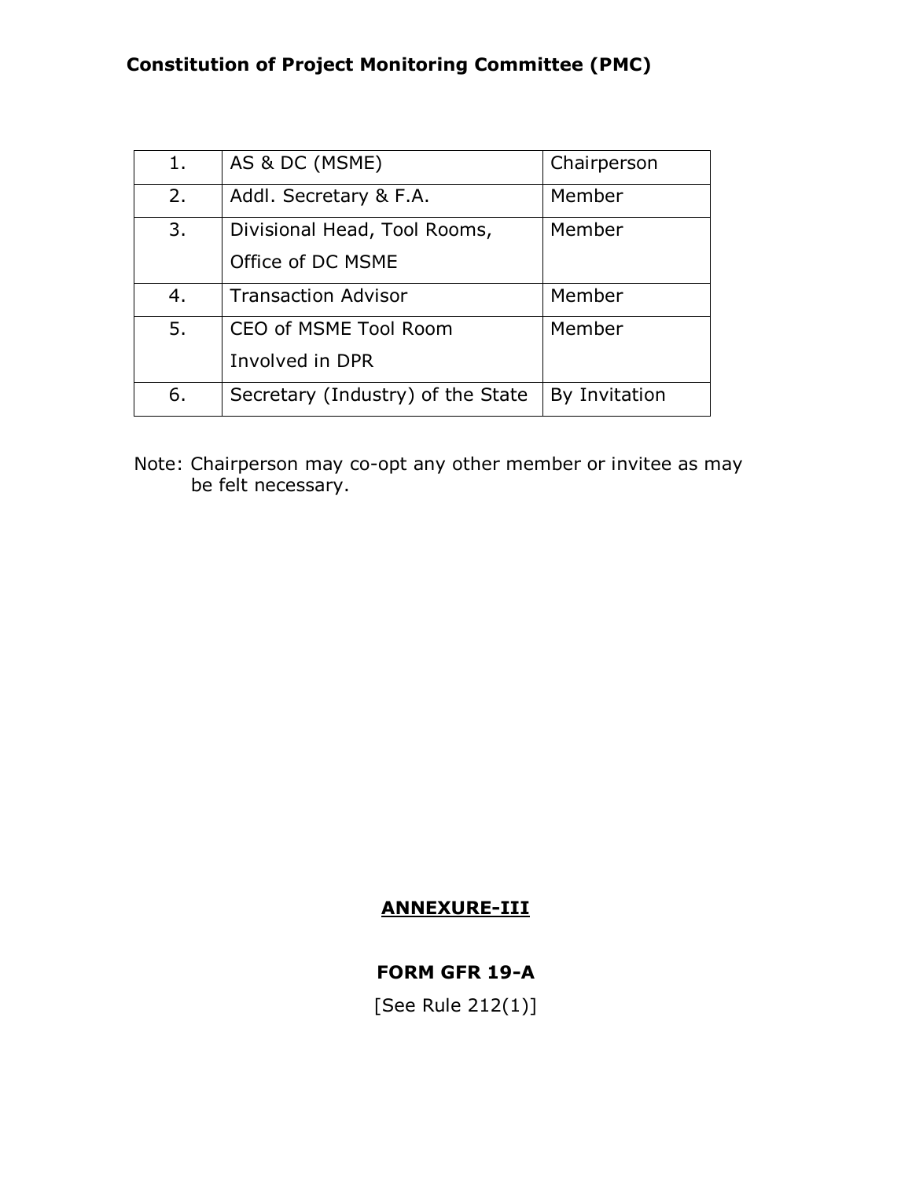**Constitution of Project Monitoring Committee (PMC)**

| | | |
|---|---|---|
| 1. | AS & DC (MSME) | Chairperson |
| 2. | Addl. Secretary & F.A. | Member |
| 3. | Divisional Head, Tool Rooms, Office of DC MSME | Member |
| 4. | Transaction Advisor | Member |
| 5. | CEO of MSME Tool Room Involved in DPR | Member |
| 6. | Secretary (Industry) of the State | By Invitation |

Note: Chairperson may co-opt any other member or invitee as may be felt necessary.

## ANNEXURE-III

### FORM GFR 19-A

[See Rule 212(1)]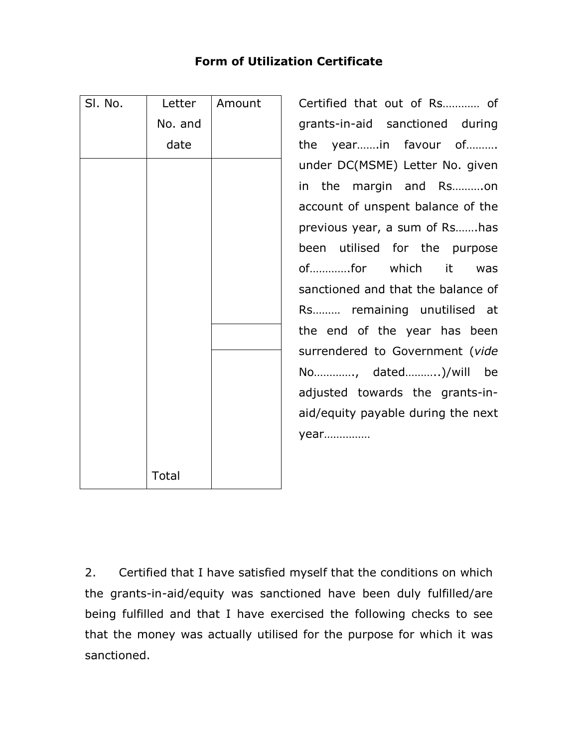## Form of Utilization Certificate

| Sl. No. | Letter No. and date | Amount |
|---|---|---|
| | | |
| | | |
| | Total | |

Certified that out of Rs………… of grants-in-aid sanctioned during the year…….in favour of………. under DC(MSME) Letter No. given in the margin and Rs……….on account of unspent balance of the previous year, a sum of Rs…….has been utilised for the purpose of………….for which it was sanctioned and that the balance of Rs……… remaining unutilised at the end of the year has been surrendered to Government (*vide* No…………., dated………..)/will be adjusted towards the grants-in-aid/equity payable during the next year……………

2. Certified that I have satisfied myself that the conditions on which the grants-in-aid/equity was sanctioned have been duly fulfilled/are being fulfilled and that I have exercised the following checks to see that the money was actually utilised for the purpose for which it was sanctioned.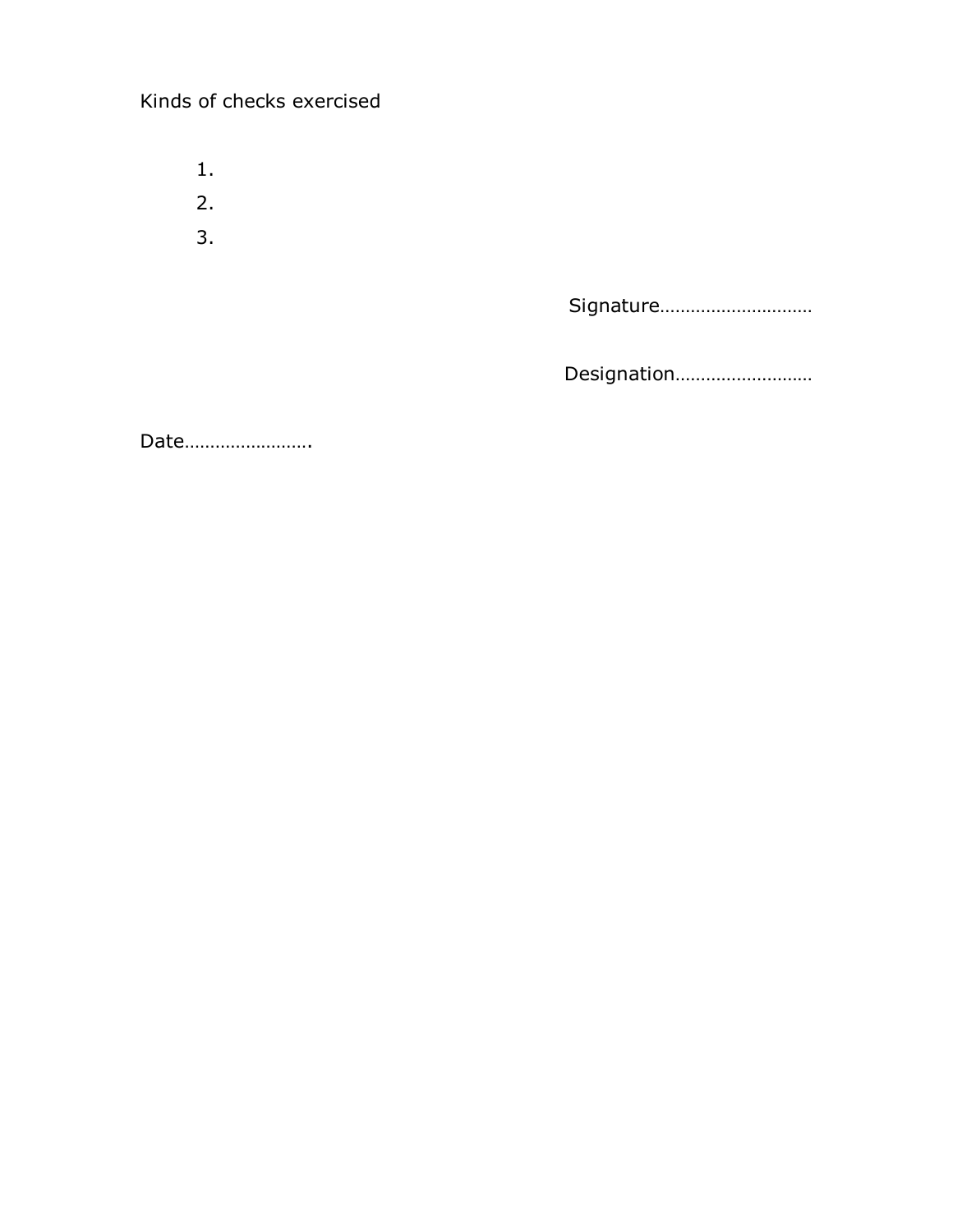Kinds of checks exercised

1.
2.
3.

Signature…………………………

Designation………………………

Date…………………….